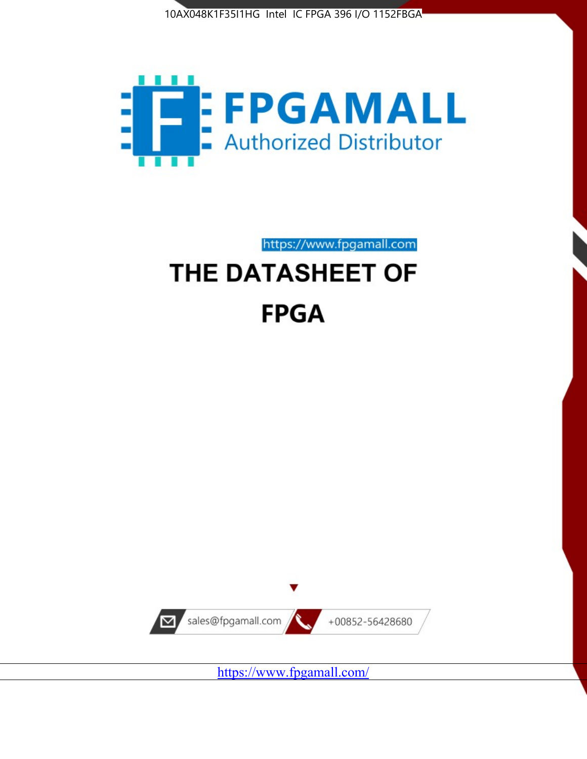10AX048K1F35I1HG Intel IC FPGA 396 I/O 1152FBGA

FPGAMALL

Authorized Distributor

https://www.fpgamall.com

# THE DATASHEET OF

# FPGA

sales@fpgamall.com

+00852-56428680

https://www.fpgamall.com/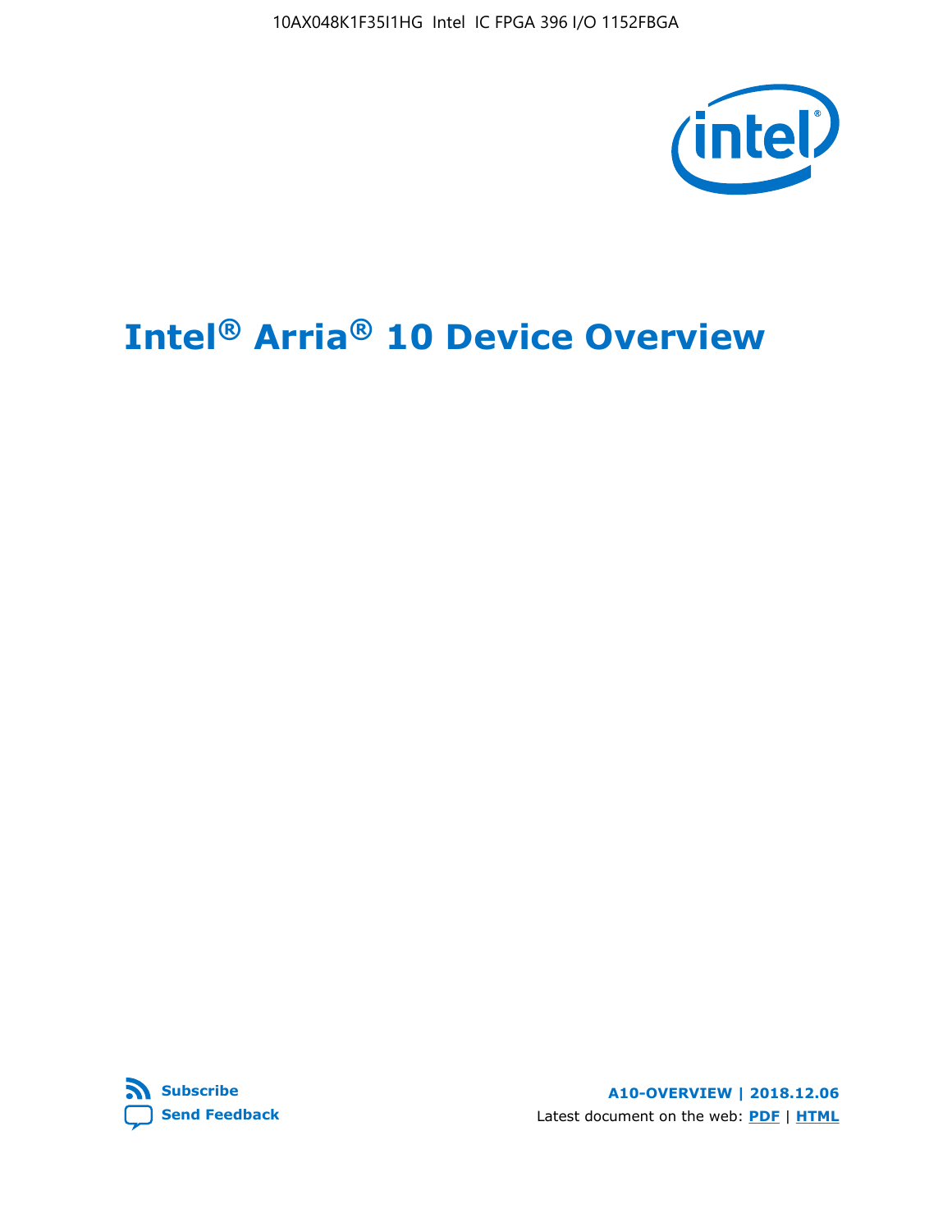# Intel® Arria® 10 Device Overview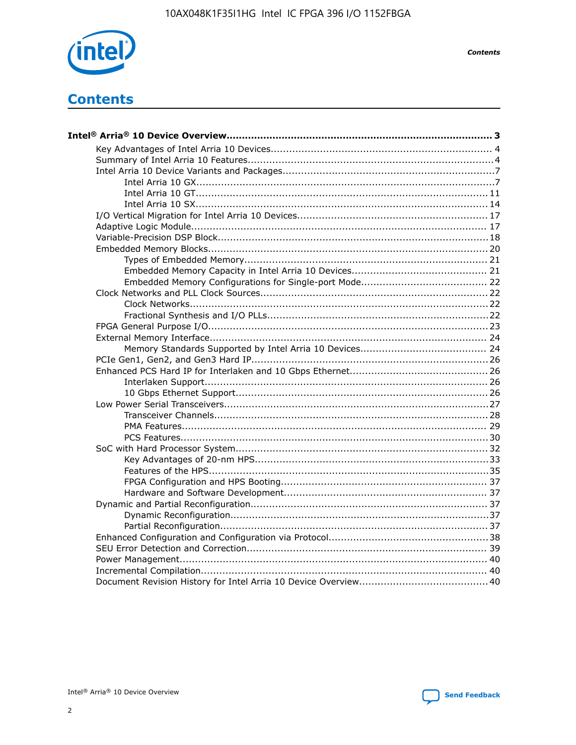# Contents

**Intel® Arria® 10 Device Overview....................................................................................... 3**

- Key Advantages of Intel Arria 10 Devices........................................................................ 4
- Summary of Intel Arria 10 Features................................................................................4
- Intel Arria 10 Device Variants and Packages.....................................................................7
    - Intel Arria 10 GX................................................................................................7
    - Intel Arria 10 GT.............................................................................................. 11
    - Intel Arria 10 SX.............................................................................................. 14
- I/O Vertical Migration for Intel Arria 10 Devices.............................................................. 17
- Adaptive Logic Module................................................................................................ 17
- Variable-Precision DSP Block........................................................................................18
- Embedded Memory Blocks........................................................................................... 20
    - Types of Embedded Memory.............................................................................. 21
    - Embedded Memory Capacity in Intel Arria 10 Devices............................................ 21
    - Embedded Memory Configurations for Single-port Mode......................................... 22
- Clock Networks and PLL Clock Sources.......................................................................... 22
    - Clock Networks................................................................................................22
    - Fractional Synthesis and I/O PLLs.......................................................................22
- FPGA General Purpose I/O.......................................................................................... 23
- External Memory Interface.......................................................................................... 24
    - Memory Standards Supported by Intel Arria 10 Devices......................................... 24
- PCIe Gen1, Gen2, and Gen3 Hard IP.............................................................................26
- Enhanced PCS Hard IP for Interlaken and 10 Gbps Ethernet.............................................26
    - Interlaken Support........................................................................................... 26
    - 10 Gbps Ethernet Support................................................................................. 26
- Low Power Serial Transceivers.....................................................................................27
    - Transceiver Channels........................................................................................28
    - PMA Features.................................................................................................. 29
    - PCS Features...................................................................................................30
- SoC with Hard Processor System.................................................................................32
    - Key Advantages of 20-nm HPS...........................................................................33
    - Features of the HPS..........................................................................................35
    - FPGA Configuration and HPS Booting.................................................................. 37
    - Hardware and Software Development................................................................. 37
- Dynamic and Partial Reconfiguration............................................................................37
    - Dynamic Reconfiguration...................................................................................37
    - Partial Reconfiguration......................................................................................37
- Enhanced Configuration and Configuration via Protocol...................................................38
- SEU Error Detection and Correction............................................................................. 39
- Power Management................................................................................................... 40
- Incremental Compilation............................................................................................. 40
- Document Revision History for Intel Arria 10 Device Overview.........................................40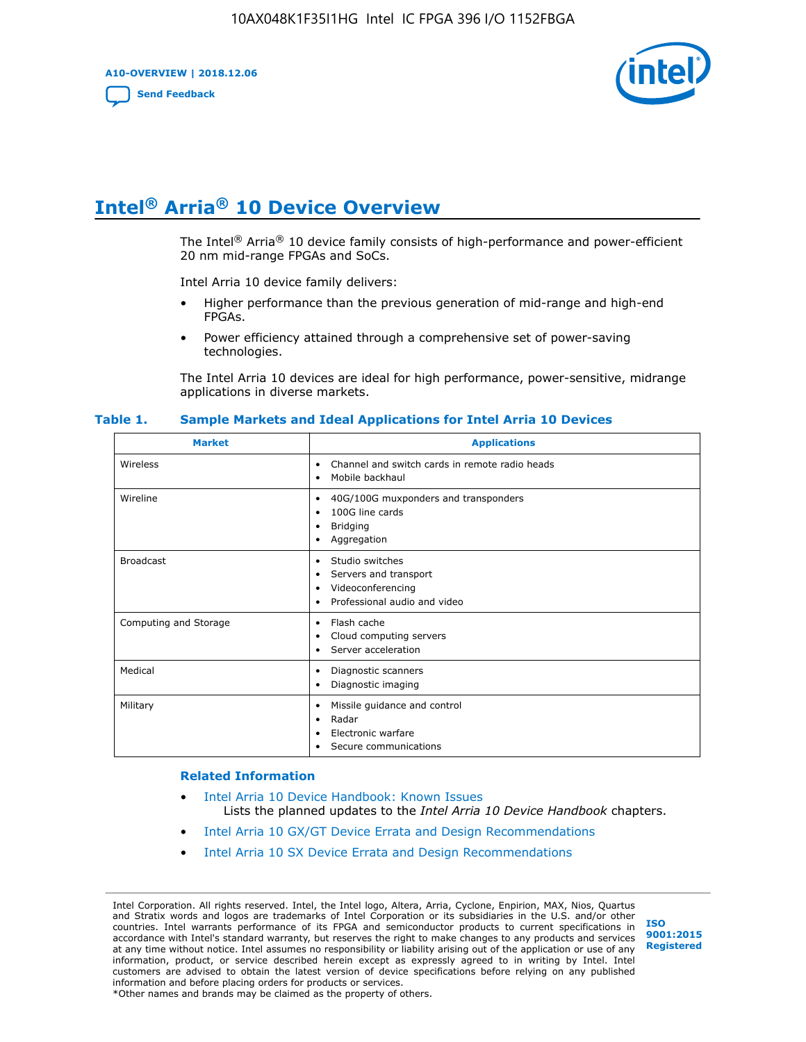# Intel® Arria® 10 Device Overview

The Intel® Arria® 10 device family consists of high-performance and power-efficient 20 nm mid-range FPGAs and SoCs.

Intel Arria 10 device family delivers:

- Higher performance than the previous generation of mid-range and high-end FPGAs.
- Power efficiency attained through a comprehensive set of power-saving technologies.

The Intel Arria 10 devices are ideal for high performance, power-sensitive, midrange applications in diverse markets.

**Table 1. Sample Markets and Ideal Applications for Intel Arria 10 Devices**

| Market | Applications |
|---|---|
| Wireless | • Channel and switch cards in remote radio heads<br>• Mobile backhaul |
| Wireline | • 40G/100G muxponders and transponders<br>• 100G line cards<br>• Bridging<br>• Aggregation |
| Broadcast | • Studio switches<br>• Servers and transport<br>• Videoconferencing<br>• Professional audio and video |
| Computing and Storage | • Flash cache<br>• Cloud computing servers<br>• Server acceleration |
| Medical | • Diagnostic scanners<br>• Diagnostic imaging |
| Military | • Missile guidance and control<br>• Radar<br>• Electronic warfare<br>• Secure communications |

**Related Information**

- Intel Arria 10 Device Handbook: Known Issues
  Lists the planned updates to the *Intel Arria 10 Device Handbook* chapters.
- Intel Arria 10 GX/GT Device Errata and Design Recommendations
- Intel Arria 10 SX Device Errata and Design Recommendations

Intel Corporation. All rights reserved. Intel, the Intel logo, Altera, Arria, Cyclone, Enpirion, MAX, Nios, Quartus and Stratix words and logos are trademarks of Intel Corporation or its subsidiaries in the U.S. and/or other countries. Intel warrants performance of its FPGA and semiconductor products to current specifications in accordance with Intel's standard warranty, but reserves the right to make changes to any products and services at any time without notice. Intel assumes no responsibility or liability arising out of the application or use of any information, product, or service described herein except as expressly agreed to in writing by Intel. Intel customers are advised to obtain the latest version of device specifications before relying on any published information and before placing orders for products or services.
*Other names and brands may be claimed as the property of others.

ISO 9001:2015 Registered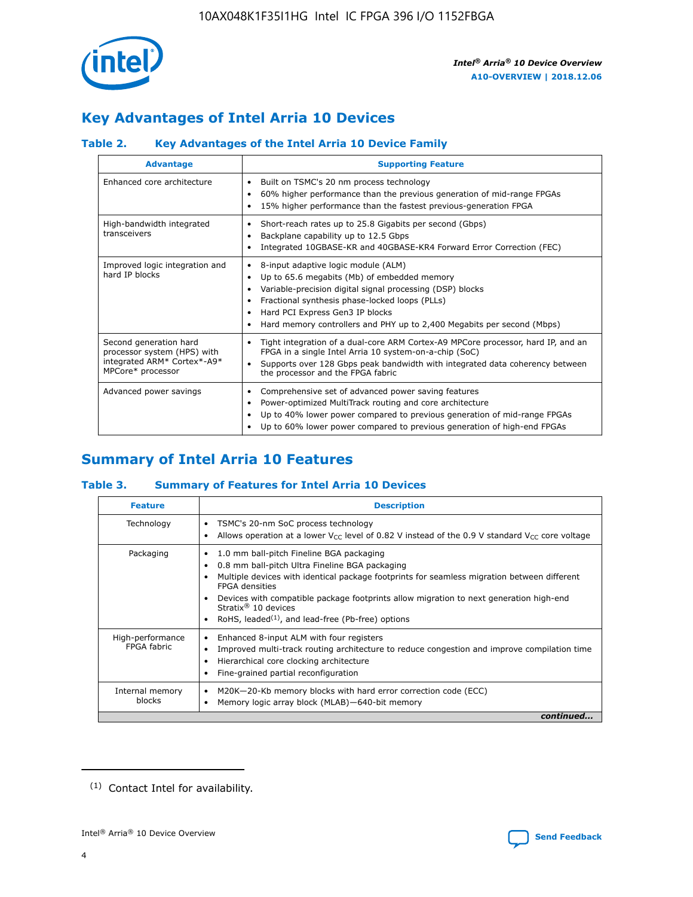## Key Advantages of Intel Arria 10 Devices

### Table 2. Key Advantages of the Intel Arria 10 Device Family

| Advantage | Supporting Feature |
| --- | --- |
| Enhanced core architecture | • Built on TSMC's 20 nm process technology<br>• 60% higher performance than the previous generation of mid-range FPGAs<br>• 15% higher performance than the fastest previous-generation FPGA |
| High-bandwidth integrated transceivers | • Short-reach rates up to 25.8 Gigabits per second (Gbps)<br>• Backplane capability up to 12.5 Gbps<br>• Integrated 10GBASE-KR and 40GBASE-KR4 Forward Error Correction (FEC) |
| Improved logic integration and hard IP blocks | • 8-input adaptive logic module (ALM)<br>• Up to 65.6 megabits (Mb) of embedded memory<br>• Variable-precision digital signal processing (DSP) blocks<br>• Fractional synthesis phase-locked loops (PLLs)<br>• Hard PCI Express Gen3 IP blocks<br>• Hard memory controllers and PHY up to 2,400 Megabits per second (Mbps) |
| Second generation hard processor system (HPS) with integrated ARM* Cortex*-A9* MPCore* processor | • Tight integration of a dual-core ARM Cortex-A9 MPCore processor, hard IP, and an FPGA in a single Intel Arria 10 system-on-a-chip (SoC)<br>• Supports over 128 Gbps peak bandwidth with integrated data coherency between the processor and the FPGA fabric |
| Advanced power savings | • Comprehensive set of advanced power saving features<br>• Power-optimized MultiTrack routing and core architecture<br>• Up to 40% lower power compared to previous generation of mid-range FPGAs<br>• Up to 60% lower power compared to previous generation of high-end FPGAs |

## Summary of Intel Arria 10 Features

### Table 3. Summary of Features for Intel Arria 10 Devices

| Feature | Description |
| --- | --- |
| Technology | • TSMC's 20-nm SoC process technology<br>• Allows operation at a lower $V_{CC}$ level of 0.82 V instead of the 0.9 V standard $V_{CC}$ core voltage |
| Packaging | • 1.0 mm ball-pitch Fineline BGA packaging<br>• 0.8 mm ball-pitch Ultra Fineline BGA packaging<br>• Multiple devices with identical package footprints for seamless migration between different FPGA densities<br>• Devices with compatible package footprints allow migration to next generation high-end Stratix® 10 devices<br>• RoHS, leaded[(1)], and lead-free (Pb-free) options |
| High-performance FPGA fabric | • Enhanced 8-input ALM with four registers<br>• Improved multi-track routing architecture to reduce congestion and improve compilation time<br>• Hierarchical core clocking architecture<br>• Fine-grained partial reconfiguration |
| Internal memory blocks | • M20K—20-Kb memory blocks with hard error correction code (ECC)<br>• Memory logic array block (MLAB)—640-bit memory |

*continued...*

(1) Contact Intel for availability.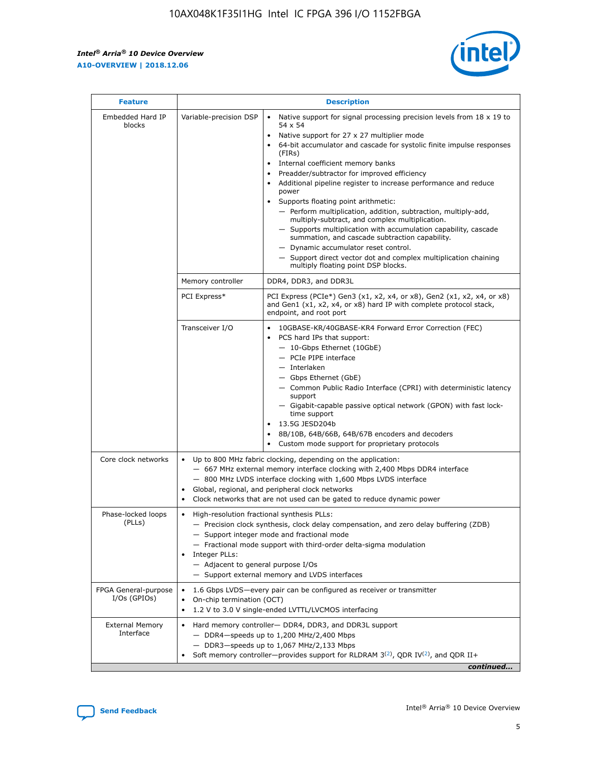| Feature | Description | |
|---|---|---|
| Embedded Hard IP blocks | Variable-precision DSP | • Native support for signal processing precision levels from 18 x 19 to 54 x 54<br>• Native support for 27 x 27 multiplier mode<br>• 64-bit accumulator and cascade for systolic finite impulse responses (FIRs)<br>• Internal coefficient memory banks<br>• Preadder/subtractor for improved efficiency<br>• Additional pipeline register to increase performance and reduce power<br>• Supports floating point arithmetic:<br>— Perform multiplication, addition, subtraction, multiply-add, multiply-subtract, and complex multiplication.<br>— Supports multiplication with accumulation capability, cascade summation, and cascade subtraction capability.<br>— Dynamic accumulator reset control.<br>— Support direct vector dot and complex multiplication chaining multiply floating point DSP blocks. |
| | Memory controller | DDR4, DDR3, and DDR3L |
| | PCI Express* | PCI Express (PCIe*) Gen3 (x1, x2, x4, or x8), Gen2 (x1, x2, x4, or x8) and Gen1 (x1, x2, x4, or x8) hard IP with complete protocol stack, endpoint, and root port |
| | Transceiver I/O | • 10GBASE-KR/40GBASE-KR4 Forward Error Correction (FEC)<br>• PCS hard IPs that support:<br>— 10-Gbps Ethernet (10GbE)<br>— PCIe PIPE interface<br>— Interlaken<br>— Gbps Ethernet (GbE)<br>— Common Public Radio Interface (CPRI) with deterministic latency support<br>— Gigabit-capable passive optical network (GPON) with fast lock-time support<br>• 13.5G JESD204b<br>• 8B/10B, 64B/66B, 64B/67B encoders and decoders<br>• Custom mode support for proprietary protocols |
| Core clock networks | • Up to 800 MHz fabric clocking, depending on the application:<br>— 667 MHz external memory interface clocking with 2,400 Mbps DDR4 interface<br>— 800 MHz LVDS interface clocking with 1,600 Mbps LVDS interface<br>• Global, regional, and peripheral clock networks<br>• Clock networks that are not used can be gated to reduce dynamic power | |
| Phase-locked loops (PLLs) | • High-resolution fractional synthesis PLLs:<br>— Precision clock synthesis, clock delay compensation, and zero delay buffering (ZDB)<br>— Support integer mode and fractional mode<br>— Fractional mode support with third-order delta-sigma modulation<br>• Integer PLLs:<br>— Adjacent to general purpose I/Os<br>— Support external memory and LVDS interfaces | |
| FPGA General-purpose I/Os (GPIOs) | • 1.6 Gbps LVDS—every pair can be configured as receiver or transmitter<br>• On-chip termination (OCT)<br>• 1.2 V to 3.0 V single-ended LVTTL/LVCMOS interfacing | |
| External Memory Interface | • Hard memory controller— DDR4, DDR3, and DDR3L support<br>— DDR4—speeds up to 1,200 MHz/2,400 Mbps<br>— DDR3—speeds up to 1,067 MHz/2,133 Mbps<br>• Soft memory controller—provides support for RLDRAM 3[(2)], QDR IV[(2)], and QDR II+ | |

*continued...*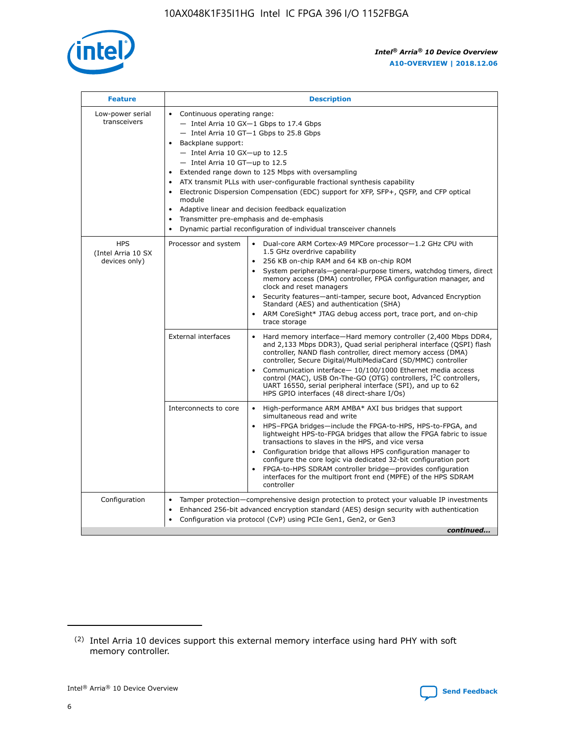| Feature | Description | |
|---|---|---|
| Low-power serial transceivers | • Continuous operating range:<br>— Intel Arria 10 GX—1 Gbps to 17.4 Gbps<br>— Intel Arria 10 GT—1 Gbps to 25.8 Gbps<br>• Backplane support:<br>— Intel Arria 10 GX—up to 12.5<br>— Intel Arria 10 GT—up to 12.5<br>• Extended range down to 125 Mbps with oversampling<br>• ATX transmit PLLs with user-configurable fractional synthesis capability<br>• Electronic Dispersion Compensation (EDC) support for XFP, SFP+, QSFP, and CFP optical module<br>• Adaptive linear and decision feedback equalization<br>• Transmitter pre-emphasis and de-emphasis<br>• Dynamic partial reconfiguration of individual transceiver channels | |
| HPS (Intel Arria 10 SX devices only) | Processor and system | • Dual-core ARM Cortex-A9 MPCore processor—1.2 GHz CPU with 1.5 GHz overdrive capability<br>• 256 KB on-chip RAM and 64 KB on-chip ROM<br>• System peripherals—general-purpose timers, watchdog timers, direct memory access (DMA) controller, FPGA configuration manager, and clock and reset managers<br>• Security features—anti-tamper, secure boot, Advanced Encryption Standard (AES) and authentication (SHA)<br>• ARM CoreSight* JTAG debug access port, trace port, and on-chip trace storage |
| | External interfaces | • Hard memory interface—Hard memory controller (2,400 Mbps DDR4, and 2,133 Mbps DDR3), Quad serial peripheral interface (QSPI) flash controller, NAND flash controller, direct memory access (DMA) controller, Secure Digital/MultiMediaCard (SD/MMC) controller<br>• Communication interface— 10/100/1000 Ethernet media access control (MAC), USB On-The-GO (OTG) controllers, I²C controllers, UART 16550, serial peripheral interface (SPI), and up to 62 HPS GPIO interfaces (48 direct-share I/Os) |
| | Interconnects to core | • High-performance ARM AMBA* AXI bus bridges that support simultaneous read and write<br>• HPS–FPGA bridges—include the FPGA-to-HPS, HPS-to-FPGA, and lightweight HPS-to-FPGA bridges that allow the FPGA fabric to issue transactions to slaves in the HPS, and vice versa<br>• Configuration bridge that allows HPS configuration manager to configure the core logic via dedicated 32-bit configuration port<br>• FPGA-to-HPS SDRAM controller bridge—provides configuration interfaces for the multiport front end (MPFE) of the HPS SDRAM controller |
| Configuration | • Tamper protection—comprehensive design protection to protect your valuable IP investments<br>• Enhanced 256-bit advanced encryption standard (AES) design security with authentication<br>• Configuration via protocol (CvP) using PCIe Gen1, Gen2, or Gen3 | |

*continued...*

(2) Intel Arria 10 devices support this external memory interface using hard PHY with soft memory controller.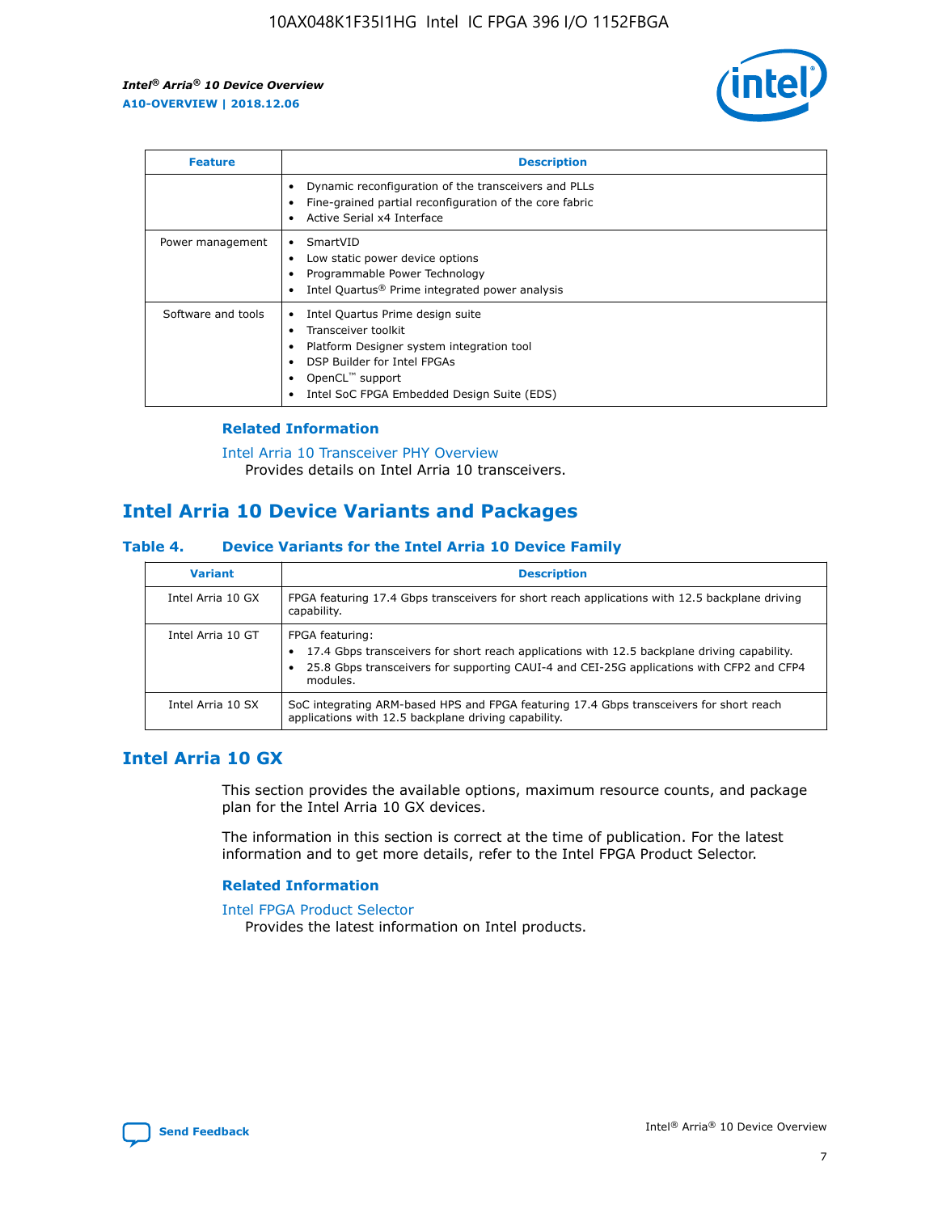| Feature | Description |
| --- | --- |
| | • Dynamic reconfiguration of the transceivers and PLLs<br>• Fine-grained partial reconfiguration of the core fabric<br>• Active Serial x4 Interface |
| Power management | • SmartVID<br>• Low static power device options<br>• Programmable Power Technology<br>• Intel Quartus® Prime integrated power analysis |
| Software and tools | • Intel Quartus Prime design suite<br>• Transceiver toolkit<br>• Platform Designer system integration tool<br>• DSP Builder for Intel FPGAs<br>• OpenCL™ support<br>• Intel SoC FPGA Embedded Design Suite (EDS) |

### Related Information

Intel Arria 10 Transceiver PHY Overview
Provides details on Intel Arria 10 transceivers.

## Intel Arria 10 Device Variants and Packages

### Table 4. Device Variants for the Intel Arria 10 Device Family

| Variant | Description |
| --- | --- |
| Intel Arria 10 GX | FPGA featuring 17.4 Gbps transceivers for short reach applications with 12.5 backplane driving capability. |
| Intel Arria 10 GT | FPGA featuring:<br>• 17.4 Gbps transceivers for short reach applications with 12.5 backplane driving capability.<br>• 25.8 Gbps transceivers for supporting CAUI-4 and CEI-25G applications with CFP2 and CFP4 modules. |
| Intel Arria 10 SX | SoC integrating ARM-based HPS and FPGA featuring 17.4 Gbps transceivers for short reach applications with 12.5 backplane driving capability. |

## Intel Arria 10 GX

This section provides the available options, maximum resource counts, and package plan for the Intel Arria 10 GX devices.

The information in this section is correct at the time of publication. For the latest information and to get more details, refer to the Intel FPGA Product Selector.

### Related Information

Intel FPGA Product Selector
Provides the latest information on Intel products.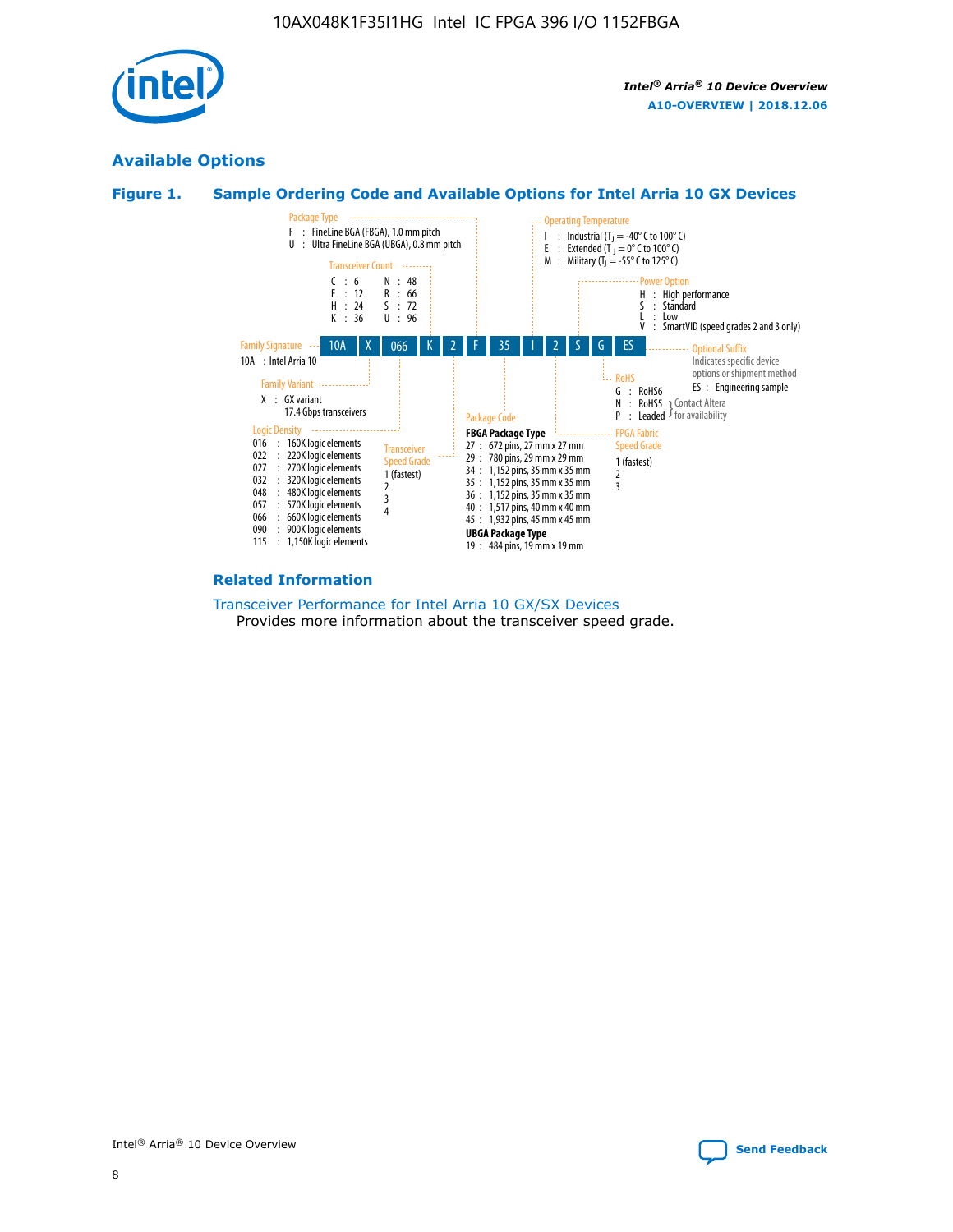## Available Options

### Figure 1. Sample Ordering Code and Available Options for Intel Arria 10 GX Devices

Sample ordering code: 10A X 066 K 2 F 35 I 2 S G ES

**Family Signature**
- 10A : Intel Arria 10

**Family Variant**
- X : GX variant 17.4 Gbps transceivers

**Logic Density**
- 016 : 160K logic elements
- 022 : 220K logic elements
- 027 : 270K logic elements
- 032 : 320K logic elements
- 048 : 480K logic elements
- 057 : 570K logic elements
- 066 : 660K logic elements
- 090 : 900K logic elements
- 115 : 1,150K logic elements

**Transceiver Count**
- C : 6
- E : 12
- H : 24
- K : 36
- N : 48
- R : 66
- S : 72
- U : 96

**Transceiver Speed Grade**
- 1 (fastest)
- 2
- 3
- 4

**Package Type**
- F : FineLine BGA (FBGA), 1.0 mm pitch
- U : Ultra FineLine BGA (UBGA), 0.8 mm pitch

**Package Code**

FBGA Package Type
- 27 : 672 pins, 27 mm x 27 mm
- 29 : 780 pins, 29 mm x 29 mm
- 34 : 1,152 pins, 35 mm x 35 mm
- 35 : 1,152 pins, 35 mm x 35 mm
- 36 : 1,152 pins, 35 mm x 35 mm
- 40 : 1,517 pins, 40 mm x 40 mm
- 45 : 1,932 pins, 45 mm x 45 mm

UBGA Package Type
- 19 : 484 pins, 19 mm x 19 mm

**Operating Temperature**
- I : Industrial ($T_J$ = -40° C to 100° C)
- E : Extended ($T_J$ = 0° C to 100° C)
- M : Military ($T_J$ = -55° C to 125° C)

**FPGA Fabric Speed Grade**
- 1 (fastest)
- 2
- 3

**Power Option**
- H : High performance
- S : Standard
- L : Low
- V : SmartVID (speed grades 2 and 3 only)

**RoHS**
- G : RoHS6
- N : RoHS5 (Contact Altera for availability)
- P : Leaded (Contact Altera for availability)

**Optional Suffix**

Indicates specific device options or shipment method
- ES : Engineering sample

### Related Information

Transceiver Performance for Intel Arria 10 GX/SX Devices
Provides more information about the transceiver speed grade.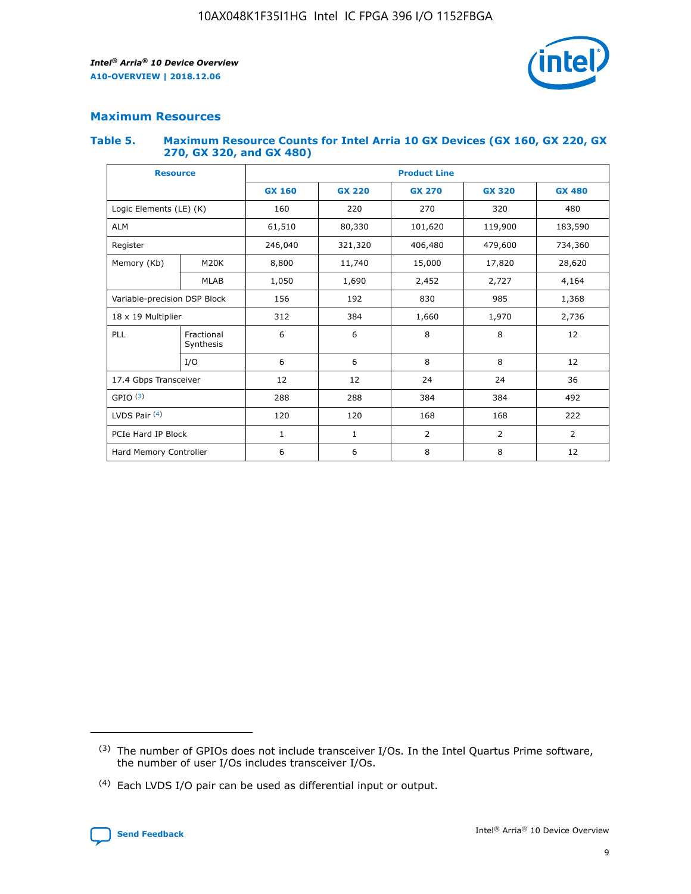## Maximum Resources

### Table 5. Maximum Resource Counts for Intel Arria 10 GX Devices (GX 160, GX 220, GX 270, GX 320, and GX 480)

| Resource | | Product Line | | | | |
|---|---|---|---|---|---|---|
| | | GX 160 | GX 220 | GX 270 | GX 320 | GX 480 |
| Logic Elements (LE) (K) | | 160 | 220 | 270 | 320 | 480 |
| ALM | | 61,510 | 80,330 | 101,620 | 119,900 | 183,590 |
| Register | | 246,040 | 321,320 | 406,480 | 479,600 | 734,360 |
| Memory (Kb) | M20K | 8,800 | 11,740 | 15,000 | 17,820 | 28,620 |
| | MLAB | 1,050 | 1,690 | 2,452 | 2,727 | 4,164 |
| Variable-precision DSP Block | | 156 | 192 | 830 | 985 | 1,368 |
| 18 x 19 Multiplier | | 312 | 384 | 1,660 | 1,970 | 2,736 |
| PLL | Fractional Synthesis | 6 | 6 | 8 | 8 | 12 |
| | I/O | 6 | 6 | 8 | 8 | 12 |
| 17.4 Gbps Transceiver | | 12 | 12 | 24 | 24 | 36 |
| GPIO [(3)] | | 288 | 288 | 384 | 384 | 492 |
| LVDS Pair [(4)] | | 120 | 120 | 168 | 168 | 222 |
| PCIe Hard IP Block | | 1 | 1 | 2 | 2 | 2 |
| Hard Memory Controller | | 6 | 6 | 8 | 8 | 12 |

(3) The number of GPIOs does not include transceiver I/Os. In the Intel Quartus Prime software, the number of user I/Os includes transceiver I/Os.

(4) Each LVDS I/O pair can be used as differential input or output.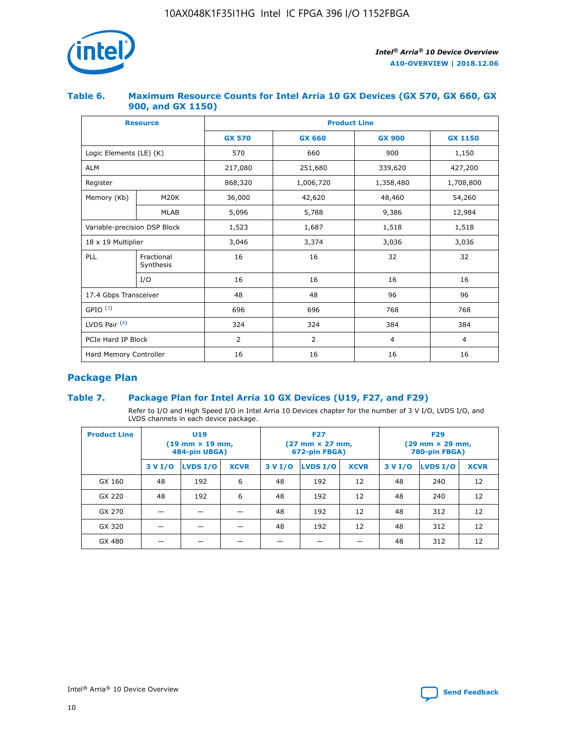## Table 6. Maximum Resource Counts for Intel Arria 10 GX Devices (GX 570, GX 660, GX 900, and GX 1150)

| Resource | | Product Line | | | |
|---|---|---|---|---|---|
| | | GX 570 | GX 660 | GX 900 | GX 1150 |
| Logic Elements (LE) (K) | | 570 | 660 | 900 | 1,150 |
| ALM | | 217,080 | 251,680 | 339,620 | 427,200 |
| Register | | 868,320 | 1,006,720 | 1,358,480 | 1,708,800 |
| Memory (Kb) | M20K | 36,000 | 42,620 | 48,460 | 54,260 |
| | MLAB | 5,096 | 5,788 | 9,386 | 12,984 |
| Variable-precision DSP Block | | 1,523 | 1,687 | 1,518 | 1,518 |
| 18 x 19 Multiplier | | 3,046 | 3,374 | 3,036 | 3,036 |
| PLL | Fractional Synthesis | 16 | 16 | 32 | 32 |
| | I/O | 16 | 16 | 16 | 16 |
| 17.4 Gbps Transceiver | | 48 | 48 | 96 | 96 |
| GPIO [(3)] | | 696 | 696 | 768 | 768 |
| LVDS Pair [(4)] | | 324 | 324 | 384 | 384 |
| PCIe Hard IP Block | | 2 | 2 | 4 | 4 |
| Hard Memory Controller | | 16 | 16 | 16 | 16 |

## Package Plan

## Table 7. Package Plan for Intel Arria 10 GX Devices (U19, F27, and F29)

Refer to I/O and High Speed I/O in Intel Arria 10 Devices chapter for the number of 3 V I/O, LVDS I/O, and LVDS channels in each device package.

| Product Line | U19 (19 mm × 19 mm, 484-pin UBGA) | | | F27 (27 mm × 27 mm, 672-pin FBGA) | | | F29 (29 mm × 29 mm, 780-pin FBGA) | | |
|---|---|---|---|---|---|---|---|---|---|
| | 3 V I/O | LVDS I/O | XCVR | 3 V I/O | LVDS I/O | XCVR | 3 V I/O | LVDS I/O | XCVR |
| GX 160 | 48 | 192 | 6 | 48 | 192 | 12 | 48 | 240 | 12 |
| GX 220 | 48 | 192 | 6 | 48 | 192 | 12 | 48 | 240 | 12 |
| GX 270 | — | — | — | 48 | 192 | 12 | 48 | 312 | 12 |
| GX 320 | — | — | — | 48 | 192 | 12 | 48 | 312 | 12 |
| GX 480 | — | — | — | — | — | — | 48 | 312 | 12 |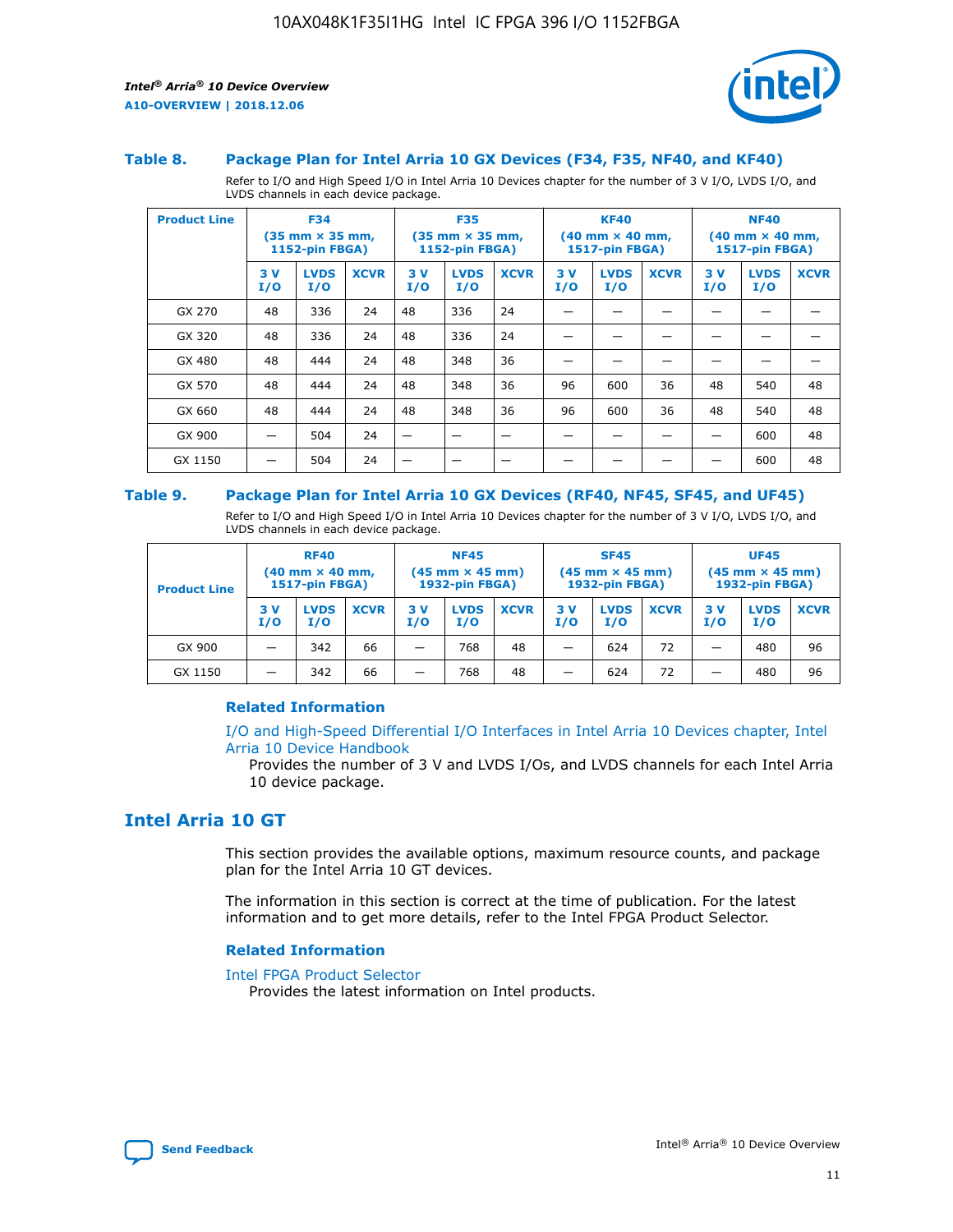### Table 8. Package Plan for Intel Arria 10 GX Devices (F34, F35, NF40, and KF40)

Refer to I/O and High Speed I/O in Intel Arria 10 Devices chapter for the number of 3 V I/O, LVDS I/O, and LVDS channels in each device package.

| Product Line | F34 (35 mm × 35 mm, 1152-pin FBGA) | | | F35 (35 mm × 35 mm, 1152-pin FBGA) | | | KF40 (40 mm × 40 mm, 1517-pin FBGA) | | | NF40 (40 mm × 40 mm, 1517-pin FBGA) | | |
|---|---|---|---|---|---|---|---|---|---|---|---|---|
| | 3 V I/O | LVDS I/O | XCVR | 3 V I/O | LVDS I/O | XCVR | 3 V I/O | LVDS I/O | XCVR | 3 V I/O | LVDS I/O | XCVR |
| GX 270 | 48 | 336 | 24 | 48 | 336 | 24 | — | — | — | — | — | — |
| GX 320 | 48 | 336 | 24 | 48 | 336 | 24 | — | — | — | — | — | — |
| GX 480 | 48 | 444 | 24 | 48 | 348 | 36 | — | — | — | — | — | — |
| GX 570 | 48 | 444 | 24 | 48 | 348 | 36 | 96 | 600 | 36 | 48 | 540 | 48 |
| GX 660 | 48 | 444 | 24 | 48 | 348 | 36 | 96 | 600 | 36 | 48 | 540 | 48 |
| GX 900 | — | 504 | 24 | — | — | — | — | — | — | — | 600 | 48 |
| GX 1150 | — | 504 | 24 | — | — | — | — | — | — | — | 600 | 48 |

### Table 9. Package Plan for Intel Arria 10 GX Devices (RF40, NF45, SF45, and UF45)

Refer to I/O and High Speed I/O in Intel Arria 10 Devices chapter for the number of 3 V I/O, LVDS I/O, and LVDS channels in each device package.

| Product Line | RF40 (40 mm × 40 mm, 1517-pin FBGA) | | | NF45 (45 mm × 45 mm) 1932-pin FBGA) | | | SF45 (45 mm × 45 mm) 1932-pin FBGA) | | | UF45 (45 mm × 45 mm) 1932-pin FBGA) | | |
|---|---|---|---|---|---|---|---|---|---|---|---|---|
| | 3 V I/O | LVDS I/O | XCVR | 3 V I/O | LVDS I/O | XCVR | 3 V I/O | LVDS I/O | XCVR | 3 V I/O | LVDS I/O | XCVR |
| GX 900 | — | 342 | 66 | — | 768 | 48 | — | 624 | 72 | — | 480 | 96 |
| GX 1150 | — | 342 | 66 | — | 768 | 48 | — | 624 | 72 | — | 480 | 96 |

#### Related Information

I/O and High-Speed Differential I/O Interfaces in Intel Arria 10 Devices chapter, Intel Arria 10 Device Handbook

Provides the number of 3 V and LVDS I/Os, and LVDS channels for each Intel Arria 10 device package.

## Intel Arria 10 GT

This section provides the available options, maximum resource counts, and package plan for the Intel Arria 10 GT devices.

The information in this section is correct at the time of publication. For the latest information and to get more details, refer to the Intel FPGA Product Selector.

#### Related Information

Intel FPGA Product Selector

Provides the latest information on Intel products.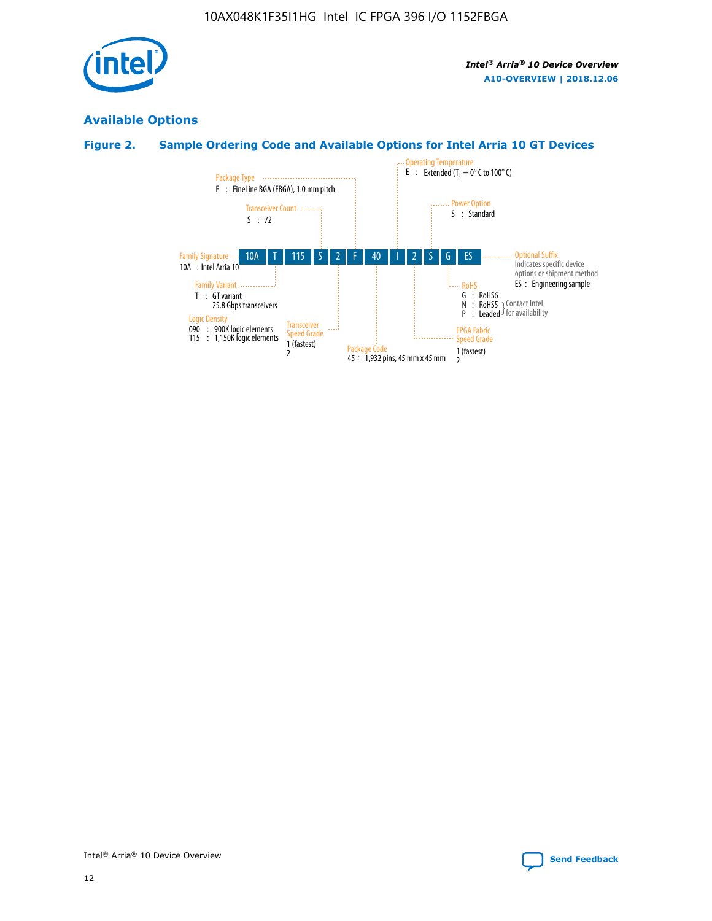## Available Options

### Figure 2. Sample Ordering Code and Available Options for Intel Arria 10 GT Devices

| 10A | T | 115 | S | 2 | F | 40 | I | 2 | S | G | ES |
|---|---|---|---|---|---|---|---|---|---|---|---|

**Family Signature**
10A : Intel Arria 10

**Family Variant**
T : GT variant
25.8 Gbps transceivers

**Logic Density**
090 : 900K logic elements
115 : 1,150K logic elements

**Transceiver Count**
S : 72

**Transceiver Speed Grade**
1 (fastest)
2

**Package Type**
F : FineLine BGA (FBGA), 1.0 mm pitch

**Package Code**
45 : 1,932 pins, 45 mm x 45 mm

**Operating Temperature**
E : Extended ($T_J$ = 0° C to 100° C)

**FPGA Fabric Speed Grade**
1 (fastest)
2

**Power Option**
S : Standard

**RoHS**
G : RoHS6
N : RoHS5 } Contact Intel for availability
P : Leaded } Contact Intel for availability

**Optional Suffix**
Indicates specific device options or shipment method
ES : Engineering sample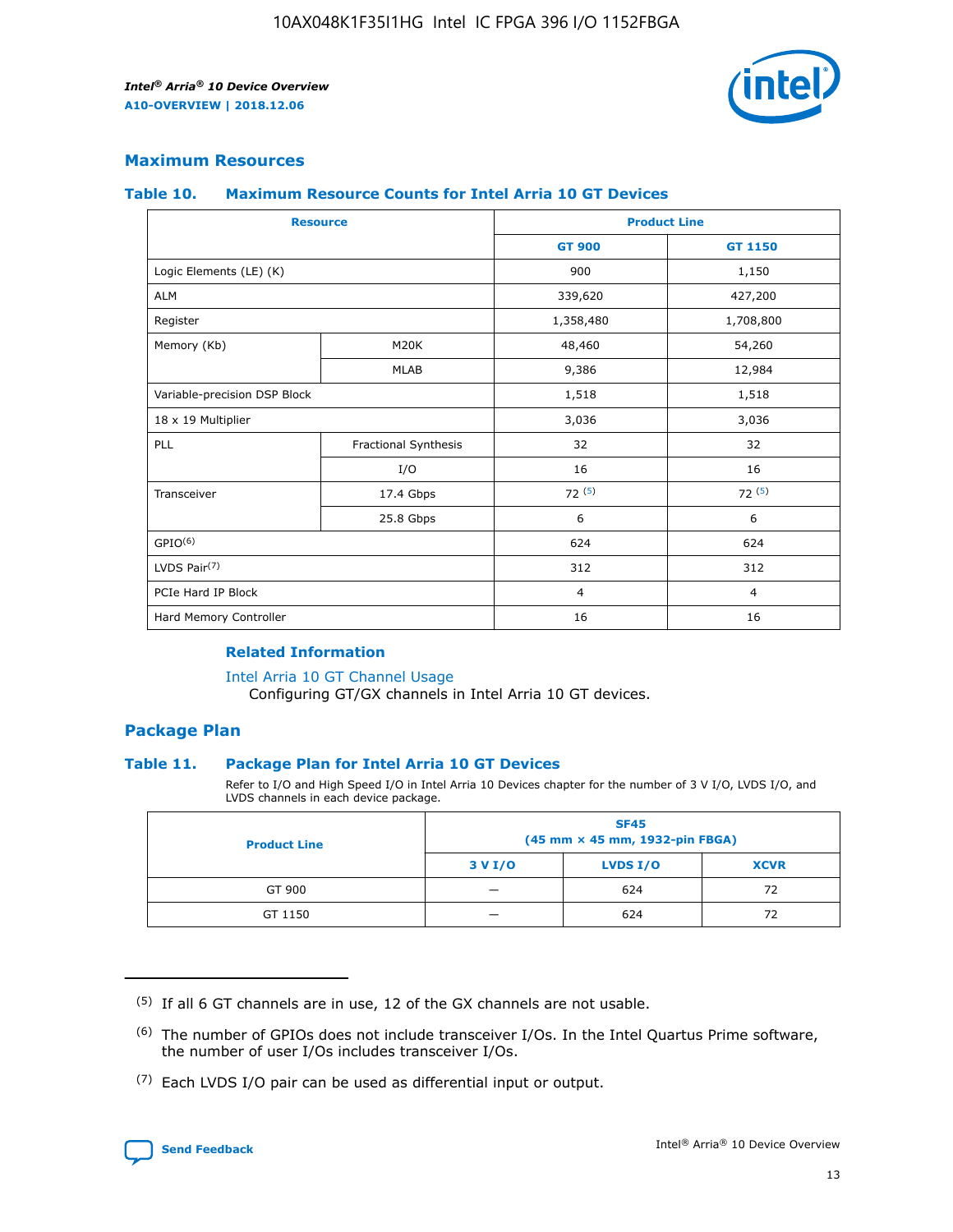## Maximum Resources

### Table 10. Maximum Resource Counts for Intel Arria 10 GT Devices

| Resource | | Product Line | |
|---|---|---|---|
| | | GT 900 | GT 1150 |
| Logic Elements (LE) (K) | | 900 | 1,150 |
| ALM | | 339,620 | 427,200 |
| Register | | 1,358,480 | 1,708,800 |
| Memory (Kb) | M20K | 48,460 | 54,260 |
| | MLAB | 9,386 | 12,984 |
| Variable-precision DSP Block | | 1,518 | 1,518 |
| 18 x 19 Multiplier | | 3,036 | 3,036 |
| PLL | Fractional Synthesis | 32 | 32 |
| | I/O | 16 | 16 |
| Transceiver | 17.4 Gbps | 72 (5) | 72 (5) |
| | 25.8 Gbps | 6 | 6 |
| GPIO(6) | | 624 | 624 |
| LVDS Pair(7) | | 312 | 312 |
| PCIe Hard IP Block | | 4 | 4 |
| Hard Memory Controller | | 16 | 16 |

#### Related Information

Intel Arria 10 GT Channel Usage
Configuring GT/GX channels in Intel Arria 10 GT devices.

## Package Plan

### Table 11. Package Plan for Intel Arria 10 GT Devices

Refer to I/O and High Speed I/O in Intel Arria 10 Devices chapter for the number of 3 V I/O, LVDS I/O, and LVDS channels in each device package.

| Product Line | SF45 (45 mm × 45 mm, 1932-pin FBGA) | | |
|---|---|---|---|
| | 3 V I/O | LVDS I/O | XCVR |
| GT 900 | — | 624 | 72 |
| GT 1150 | — | 624 | 72 |

(5) If all 6 GT channels are in use, 12 of the GX channels are not usable.

(6) The number of GPIOs does not include transceiver I/Os. In the Intel Quartus Prime software, the number of user I/Os includes transceiver I/Os.

(7) Each LVDS I/O pair can be used as differential input or output.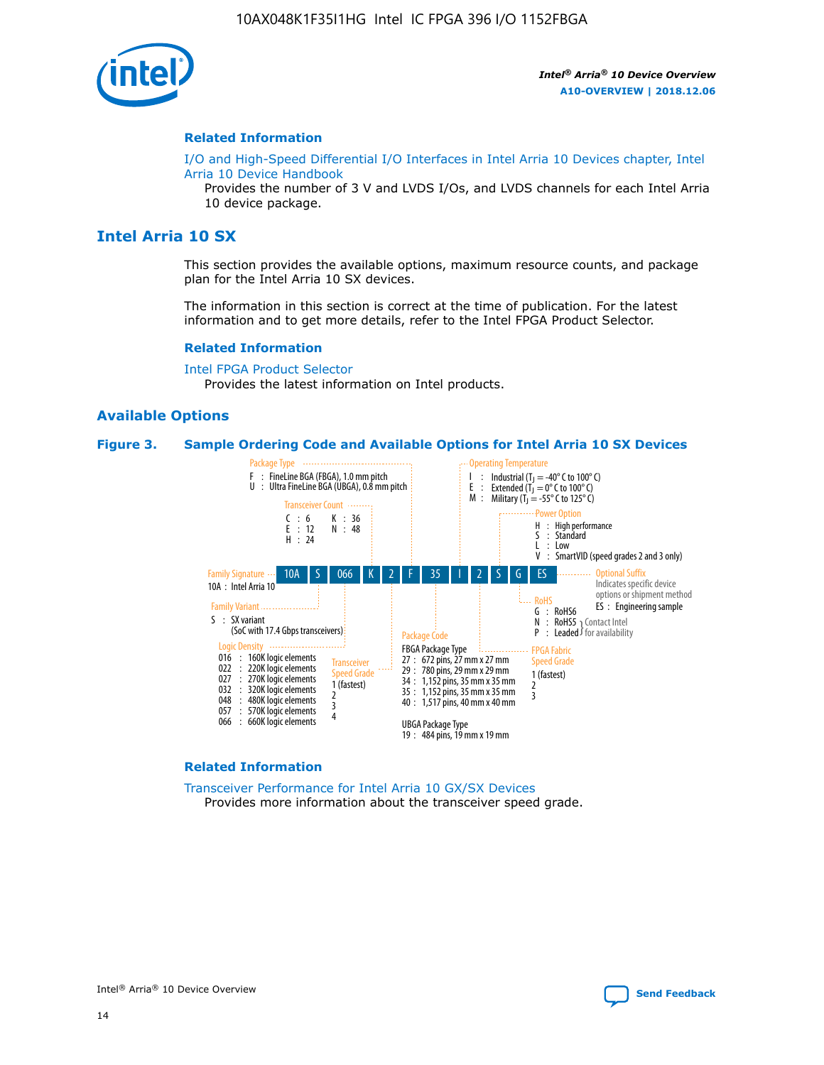## Related Information

I/O and High-Speed Differential I/O Interfaces in Intel Arria 10 Devices chapter, Intel Arria 10 Device Handbook

Provides the number of 3 V and LVDS I/Os, and LVDS channels for each Intel Arria 10 device package.

# Intel Arria 10 SX

This section provides the available options, maximum resource counts, and package plan for the Intel Arria 10 SX devices.

The information in this section is correct at the time of publication. For the latest information and to get more details, refer to the Intel FPGA Product Selector.

## Related Information

Intel FPGA Product Selector

Provides the latest information on Intel products.

## Available Options

**Figure 3. Sample Ordering Code and Available Options for Intel Arria 10 SX Devices**

Sample ordering code: 10A S 066 K 2 F 35 I 2 S G ES

- **Family Signature**
  - 10A : Intel Arria 10
- **Family Variant**
  - S : SX variant (SoC with 17.4 Gbps transceivers)
- **Logic Density**
  - 016 : 160K logic elements
  - 022 : 220K logic elements
  - 027 : 270K logic elements
  - 032 : 320K logic elements
  - 048 : 480K logic elements
  - 057 : 570K logic elements
  - 066 : 660K logic elements
- **Transceiver Count**
  - C : 6
  - E : 12
  - H : 24
  - K : 36
  - N : 48
- **Transceiver Speed Grade**
  - 1 (fastest)
  - 2
  - 3
  - 4
- **Package Type**
  - F : FineLine BGA (FBGA), 1.0 mm pitch
  - U : Ultra FineLine BGA (UBGA), 0.8 mm pitch
- **Package Code**
  - FBGA Package Type
    - 27 : 672 pins, 27 mm x 27 mm
    - 29 : 780 pins, 29 mm x 29 mm
    - 34 : 1,152 pins, 35 mm x 35 mm
    - 35 : 1,152 pins, 35 mm x 35 mm
    - 40 : 1,517 pins, 40 mm x 40 mm
  - UBGA Package Type
    - 19 : 484 pins, 19 mm x 19 mm
- **Operating Temperature**
  - I : Industrial ($T_J$ = -40° C to 100° C)
  - E : Extended ($T_J$ = 0° C to 100° C)
  - M : Military ($T_J$ = -55° C to 125° C)
- **FPGA Fabric Speed Grade**
  - 1 (fastest)
  - 2
  - 3
- **Power Option**
  - H : High performance
  - S : Standard
  - L : Low
  - V : SmartVID (speed grades 2 and 3 only)
- **RoHS**
  - G : RoHS6
  - N : RoHS5 (Contact Intel for availability)
  - P : Leaded (Contact Intel for availability)
- **Optional Suffix**
  - Indicates specific device options or shipment method
  - ES : Engineering sample

## Related Information

Transceiver Performance for Intel Arria 10 GX/SX Devices

Provides more information about the transceiver speed grade.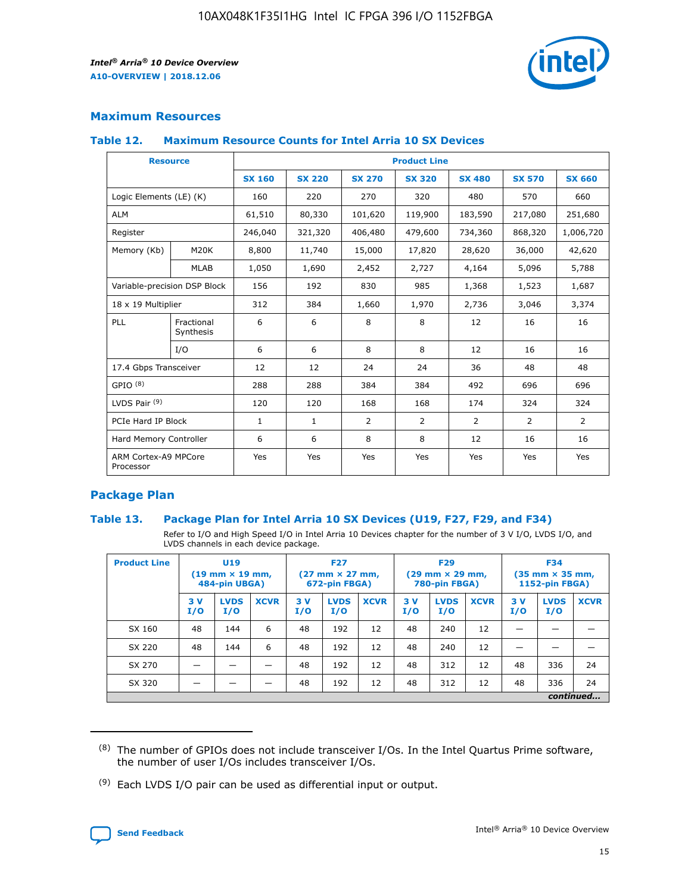## Maximum Resources

### Table 12. Maximum Resource Counts for Intel Arria 10 SX Devices

| Resource | | Product Line | | | | | | |
|---|---|---|---|---|---|---|---|---|
| | | SX 160 | SX 220 | SX 270 | SX 320 | SX 480 | SX 570 | SX 660 |
| Logic Elements (LE) (K) | | 160 | 220 | 270 | 320 | 480 | 570 | 660 |
| ALM | | 61,510 | 80,330 | 101,620 | 119,900 | 183,590 | 217,080 | 251,680 |
| Register | | 246,040 | 321,320 | 406,480 | 479,600 | 734,360 | 868,320 | 1,006,720 |
| Memory (Kb) | M20K | 8,800 | 11,740 | 15,000 | 17,820 | 28,620 | 36,000 | 42,620 |
| | MLAB | 1,050 | 1,690 | 2,452 | 2,727 | 4,164 | 5,096 | 5,788 |
| Variable-precision DSP Block | | 156 | 192 | 830 | 985 | 1,368 | 1,523 | 1,687 |
| 18 x 19 Multiplier | | 312 | 384 | 1,660 | 1,970 | 2,736 | 3,046 | 3,374 |
| PLL | Fractional Synthesis | 6 | 6 | 8 | 8 | 12 | 16 | 16 |
| | I/O | 6 | 6 | 8 | 8 | 12 | 16 | 16 |
| 17.4 Gbps Transceiver | | 12 | 12 | 24 | 24 | 36 | 48 | 48 |
| GPIO (8) | | 288 | 288 | 384 | 384 | 492 | 696 | 696 |
| LVDS Pair (9) | | 120 | 120 | 168 | 168 | 174 | 324 | 324 |
| PCIe Hard IP Block | | 1 | 1 | 2 | 2 | 2 | 2 | 2 |
| Hard Memory Controller | | 6 | 6 | 8 | 8 | 12 | 16 | 16 |
| ARM Cortex-A9 MPCore Processor | | Yes | Yes | Yes | Yes | Yes | Yes | Yes |

## Package Plan

### Table 13. Package Plan for Intel Arria 10 SX Devices (U19, F27, F29, and F34)

Refer to I/O and High Speed I/O in Intel Arria 10 Devices chapter for the number of 3 V I/O, LVDS I/O, and LVDS channels in each device package.

| Product Line | U19 (19 mm × 19 mm, 484-pin UBGA) | | | F27 (27 mm × 27 mm, 672-pin FBGA) | | | F29 (29 mm × 29 mm, 780-pin FBGA) | | | F34 (35 mm × 35 mm, 1152-pin FBGA) | | |
|---|---|---|---|---|---|---|---|---|---|---|---|---|
| | 3 V I/O | LVDS I/O | XCVR | 3 V I/O | LVDS I/O | XCVR | 3 V I/O | LVDS I/O | XCVR | 3 V I/O | LVDS I/O | XCVR |
| SX 160 | 48 | 144 | 6 | 48 | 192 | 12 | 48 | 240 | 12 | — | — | — |
| SX 220 | 48 | 144 | 6 | 48 | 192 | 12 | 48 | 240 | 12 | — | — | — |
| SX 270 | — | — | — | 48 | 192 | 12 | 48 | 312 | 12 | 48 | 336 | 24 |
| SX 320 | — | — | — | 48 | 192 | 12 | 48 | 312 | 12 | 48 | 336 | 24 |

*continued...*

(8) The number of GPIOs does not include transceiver I/Os. In the Intel Quartus Prime software, the number of user I/Os includes transceiver I/Os.

(9) Each LVDS I/O pair can be used as differential input or output.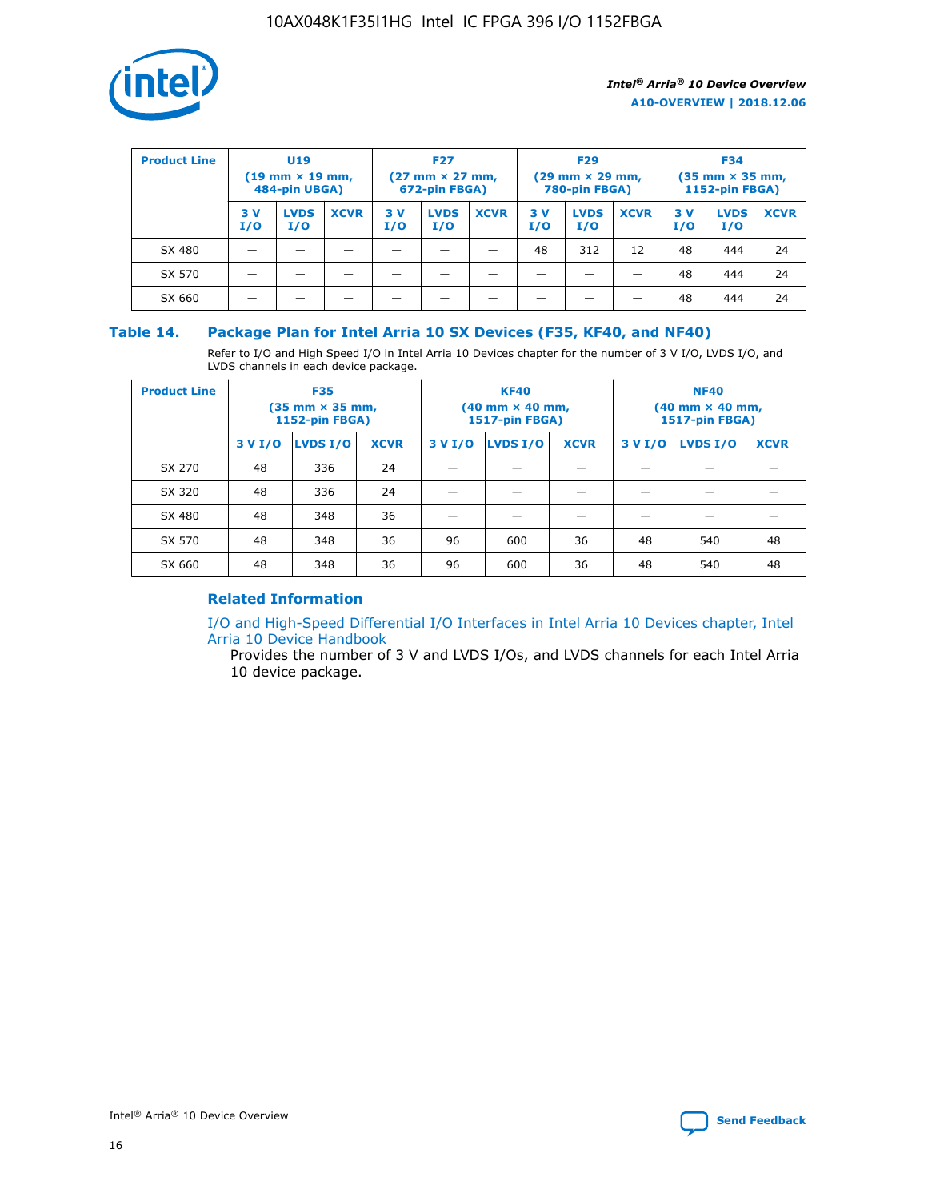| Product Line | U19 (19 mm × 19 mm, 484-pin UBGA) | | | F27 (27 mm × 27 mm, 672-pin FBGA) | | | F29 (29 mm × 29 mm, 780-pin FBGA) | | | F34 (35 mm × 35 mm, 1152-pin FBGA) | | |
|---|---|---|---|---|---|---|---|---|---|---|---|---|
| | 3 V I/O | LVDS I/O | XCVR | 3 V I/O | LVDS I/O | XCVR | 3 V I/O | LVDS I/O | XCVR | 3 V I/O | LVDS I/O | XCVR |
| SX 480 | — | — | — | — | — | — | 48 | 312 | 12 | 48 | 444 | 24 |
| SX 570 | — | — | — | — | — | — | — | — | — | 48 | 444 | 24 |
| SX 660 | — | — | — | — | — | — | — | — | — | 48 | 444 | 24 |

## Table 14. Package Plan for Intel Arria 10 SX Devices (F35, KF40, and NF40)

Refer to I/O and High Speed I/O in Intel Arria 10 Devices chapter for the number of 3 V I/O, LVDS I/O, and LVDS channels in each device package.

| Product Line | F35 (35 mm × 35 mm, 1152-pin FBGA) | | | KF40 (40 mm × 40 mm, 1517-pin FBGA) | | | NF40 (40 mm × 40 mm, 1517-pin FBGA) | | |
|---|---|---|---|---|---|---|---|---|---|
| | 3 V I/O | LVDS I/O | XCVR | 3 V I/O | LVDS I/O | XCVR | 3 V I/O | LVDS I/O | XCVR |
| SX 270 | 48 | 336 | 24 | — | — | — | — | — | — |
| SX 320 | 48 | 336 | 24 | — | — | — | — | — | — |
| SX 480 | 48 | 348 | 36 | — | — | — | — | — | — |
| SX 570 | 48 | 348 | 36 | 96 | 600 | 36 | 48 | 540 | 48 |
| SX 660 | 48 | 348 | 36 | 96 | 600 | 36 | 48 | 540 | 48 |

### Related Information

I/O and High-Speed Differential I/O Interfaces in Intel Arria 10 Devices chapter, Intel Arria 10 Device Handbook

Provides the number of 3 V and LVDS I/Os, and LVDS channels for each Intel Arria 10 device package.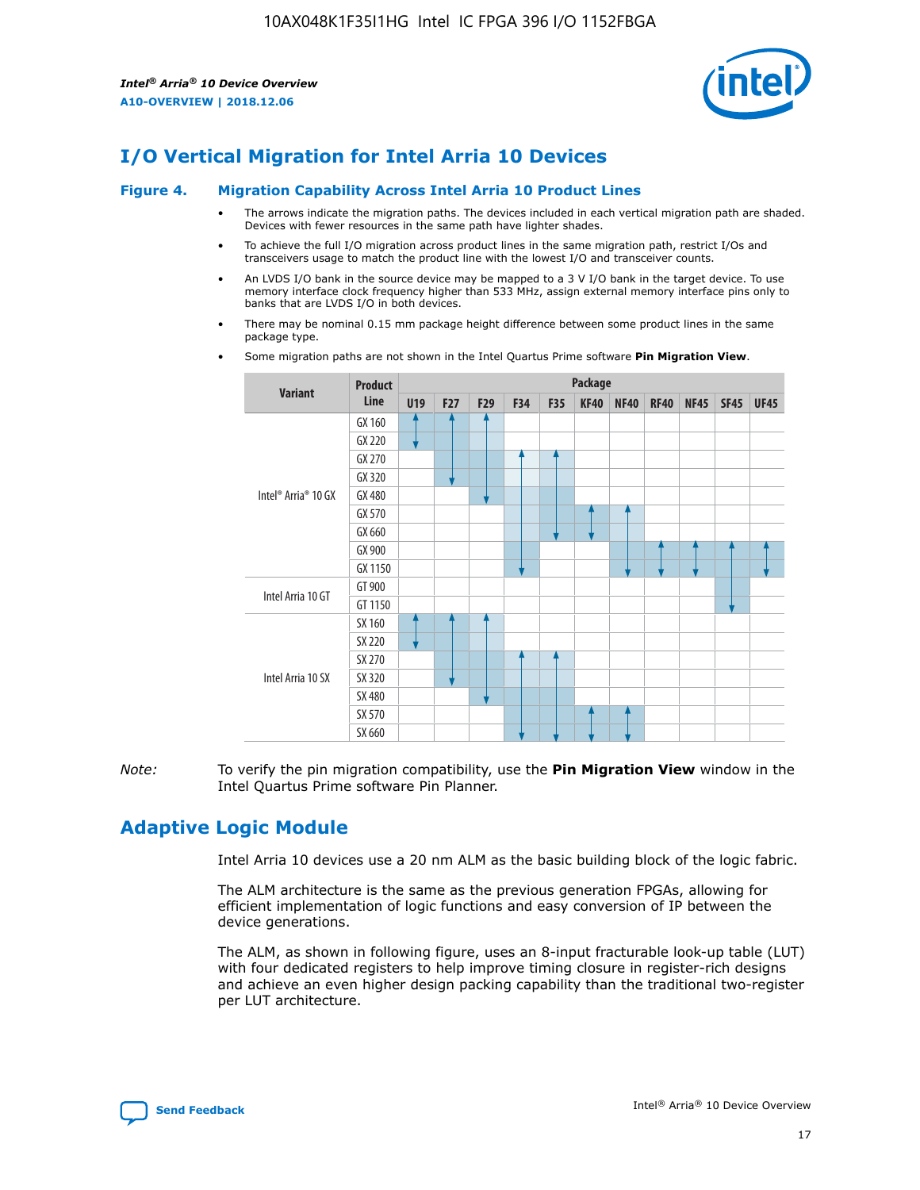## I/O Vertical Migration for Intel Arria 10 Devices

**Figure 4. Migration Capability Across Intel Arria 10 Product Lines**

- The arrows indicate the migration paths. The devices included in each vertical migration path are shaded. Devices with fewer resources in the same path have lighter shades.
- To achieve the full I/O migration across product lines in the same migration path, restrict I/Os and transceivers usage to match the product line with the lowest I/O and transceiver counts.
- An LVDS I/O bank in the source device may be mapped to a 3 V I/O bank in the target device. To use memory interface clock frequency higher than 533 MHz, assign external memory interface pins only to banks that are LVDS I/O in both devices.
- There may be nominal 0.15 mm package height difference between some product lines in the same package type.
- Some migration paths are not shown in the Intel Quartus Prime software **Pin Migration View**.

| Variant | Product Line | Package | | | | | | | | | | |
|---|---|---|---|---|---|---|---|---|---|---|---|---|
| | | U19 | F27 | F29 | F34 | F35 | KF40 | NF40 | RF40 | NF45 | SF45 | UF45 |
| Intel® Arria® 10 GX | GX 160 | | | | | | | | | | | |
| | GX 220 | | | | | | | | | | | |
| | GX 270 | | | | | | | | | | | |
| | GX 320 | | | | | | | | | | | |
| | GX 480 | | | | | | | | | | | |
| | GX 570 | | | | | | | | | | | |
| | GX 660 | | | | | | | | | | | |
| | GX 900 | | | | | | | | | | | |
| | GX 1150 | | | | | | | | | | | |
| Intel Arria 10 GT | GT 900 | | | | | | | | | | | |
| | GT 1150 | | | | | | | | | | | |
| Intel Arria 10 SX | SX 160 | | | | | | | | | | | |
| | SX 220 | | | | | | | | | | | |
| | SX 270 | | | | | | | | | | | |
| | SX 320 | | | | | | | | | | | |
| | SX 480 | | | | | | | | | | | |
| | SX 570 | | | | | | | | | | | |
| | SX 660 | | | | | | | | | | | |

*Note:* To verify the pin migration compatibility, use the **Pin Migration View** window in the Intel Quartus Prime software Pin Planner.

## Adaptive Logic Module

Intel Arria 10 devices use a 20 nm ALM as the basic building block of the logic fabric.

The ALM architecture is the same as the previous generation FPGAs, allowing for efficient implementation of logic functions and easy conversion of IP between the device generations.

The ALM, as shown in following figure, uses an 8-input fracturable look-up table (LUT) with four dedicated registers to help improve timing closure in register-rich designs and achieve an even higher design packing capability than the traditional two-register per LUT architecture.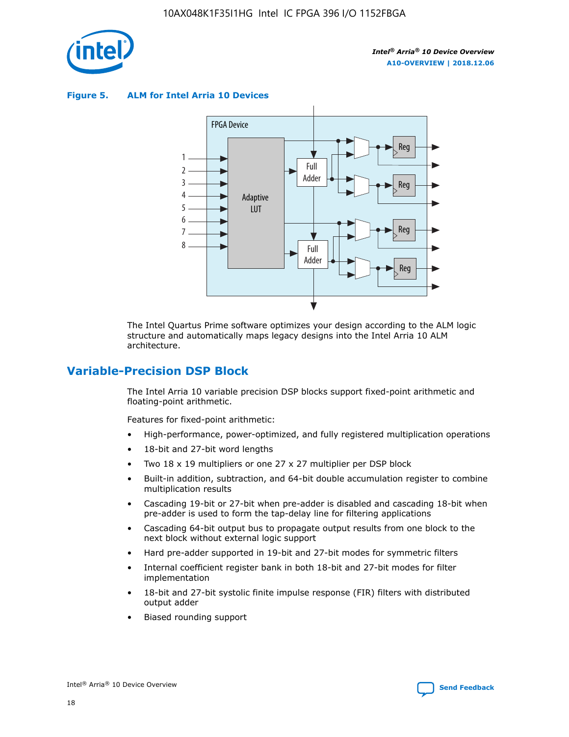**Figure 5. ALM for Intel Arria 10 Devices**

The Intel Quartus Prime software optimizes your design according to the ALM logic structure and automatically maps legacy designs into the Intel Arria 10 ALM architecture.

## Variable-Precision DSP Block

The Intel Arria 10 variable precision DSP blocks support fixed-point arithmetic and floating-point arithmetic.

Features for fixed-point arithmetic:

- High-performance, power-optimized, and fully registered multiplication operations
- 18-bit and 27-bit word lengths
- Two 18 x 19 multipliers or one 27 x 27 multiplier per DSP block
- Built-in addition, subtraction, and 64-bit double accumulation register to combine multiplication results
- Cascading 19-bit or 27-bit when pre-adder is disabled and cascading 18-bit when pre-adder is used to form the tap-delay line for filtering applications
- Cascading 64-bit output bus to propagate output results from one block to the next block without external logic support
- Hard pre-adder supported in 19-bit and 27-bit modes for symmetric filters
- Internal coefficient register bank in both 18-bit and 27-bit modes for filter implementation
- 18-bit and 27-bit systolic finite impulse response (FIR) filters with distributed output adder
- Biased rounding support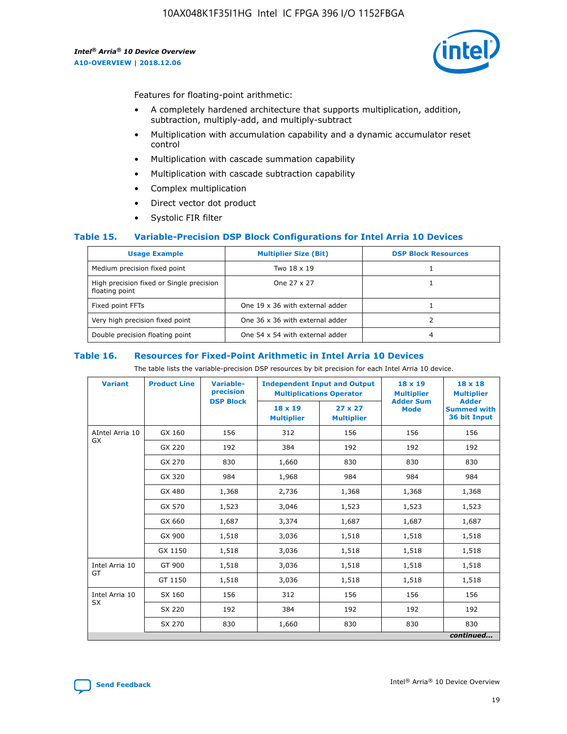Features for floating-point arithmetic:

- A completely hardened architecture that supports multiplication, addition, subtraction, multiply-add, and multiply-subtract
- Multiplication with accumulation capability and a dynamic accumulator reset control
- Multiplication with cascade summation capability
- Multiplication with cascade subtraction capability
- Complex multiplication
- Direct vector dot product
- Systolic FIR filter

### Table 15. Variable-Precision DSP Block Configurations for Intel Arria 10 Devices

| Usage Example | Multiplier Size (Bit) | DSP Block Resources |
| --- | --- | --- |
| Medium precision fixed point | Two 18 x 19 | 1 |
| High precision fixed or Single precision floating point | One 27 x 27 | 1 |
| Fixed point FFTs | One 19 x 36 with external adder | 1 |
| Very high precision fixed point | One 36 x 36 with external adder | 2 |
| Double precision floating point | One 54 x 54 with external adder | 4 |

### Table 16. Resources for Fixed-Point Arithmetic in Intel Arria 10 Devices

The table lists the variable-precision DSP resources by bit precision for each Intel Arria 10 device.

| Variant | Product Line | Variable-precision DSP Block | Independent Input and Output Multiplications Operator | | 18 x 19 Multiplier Adder Sum Mode | 18 x 18 Multiplier Adder Summed with 36 bit Input |
| --- | --- | --- | --- | --- | --- | --- |
| | | | 18 x 19 Multiplier | 27 x 27 Multiplier | | |
| AIntel Arria 10 GX | GX 160 | 156 | 312 | 156 | 156 | 156 |
| | GX 220 | 192 | 384 | 192 | 192 | 192 |
| | GX 270 | 830 | 1,660 | 830 | 830 | 830 |
| | GX 320 | 984 | 1,968 | 984 | 984 | 984 |
| | GX 480 | 1,368 | 2,736 | 1,368 | 1,368 | 1,368 |
| | GX 570 | 1,523 | 3,046 | 1,523 | 1,523 | 1,523 |
| | GX 660 | 1,687 | 3,374 | 1,687 | 1,687 | 1,687 |
| | GX 900 | 1,518 | 3,036 | 1,518 | 1,518 | 1,518 |
| | GX 1150 | 1,518 | 3,036 | 1,518 | 1,518 | 1,518 |
| Intel Arria 10 GT | GT 900 | 1,518 | 3,036 | 1,518 | 1,518 | 1,518 |
| | GT 1150 | 1,518 | 3,036 | 1,518 | 1,518 | 1,518 |
| Intel Arria 10 SX | SX 160 | 156 | 312 | 156 | 156 | 156 |
| | SX 220 | 192 | 384 | 192 | 192 | 192 |
| | SX 270 | 830 | 1,660 | 830 | 830 | 830 |

*continued...*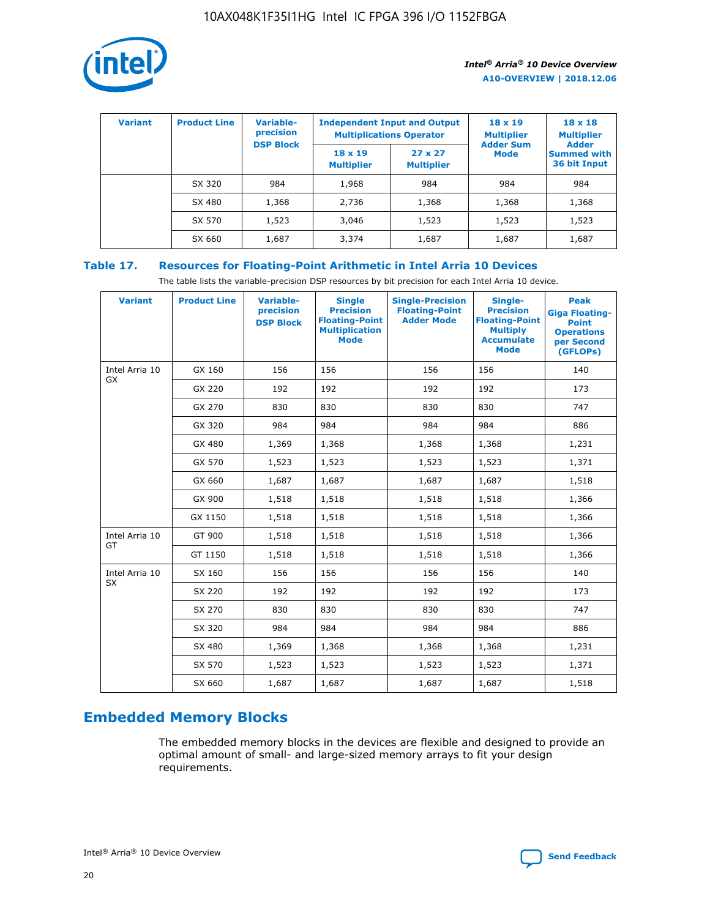| Variant | Product Line | Variable-precision DSP Block | Independent Input and Output Multiplications Operator | | 18 x 19 Multiplier Adder Sum Mode | 18 x 18 Multiplier Adder Summed with 36 bit Input |
|---|---|---|---|---|---|---|
| | | | 18 x 19 Multiplier | 27 x 27 Multiplier | | |
| | SX 320 | 984 | 1,968 | 984 | 984 | 984 |
| | SX 480 | 1,368 | 2,736 | 1,368 | 1,368 | 1,368 |
| | SX 570 | 1,523 | 3,046 | 1,523 | 1,523 | 1,523 |
| | SX 660 | 1,687 | 3,374 | 1,687 | 1,687 | 1,687 |

## Table 17. Resources for Floating-Point Arithmetic in Intel Arria 10 Devices

The table lists the variable-precision DSP resources by bit precision for each Intel Arria 10 device.

| Variant | Product Line | Variable-precision DSP Block | Single Precision Floating-Point Multiplication Mode | Single-Precision Floating-Point Adder Mode | Single-Precision Floating-Point Multiply Accumulate Mode | Peak Giga Floating-Point Operations per Second (GFLOPs) |
|---|---|---|---|---|---|---|
| Intel Arria 10 GX | GX 160 | 156 | 156 | 156 | 156 | 140 |
| | GX 220 | 192 | 192 | 192 | 192 | 173 |
| | GX 270 | 830 | 830 | 830 | 830 | 747 |
| | GX 320 | 984 | 984 | 984 | 984 | 886 |
| | GX 480 | 1,369 | 1,368 | 1,368 | 1,368 | 1,231 |
| | GX 570 | 1,523 | 1,523 | 1,523 | 1,523 | 1,371 |
| | GX 660 | 1,687 | 1,687 | 1,687 | 1,687 | 1,518 |
| | GX 900 | 1,518 | 1,518 | 1,518 | 1,518 | 1,366 |
| | GX 1150 | 1,518 | 1,518 | 1,518 | 1,518 | 1,366 |
| Intel Arria 10 GT | GT 900 | 1,518 | 1,518 | 1,518 | 1,518 | 1,366 |
| | GT 1150 | 1,518 | 1,518 | 1,518 | 1,518 | 1,366 |
| Intel Arria 10 SX | SX 160 | 156 | 156 | 156 | 156 | 140 |
| | SX 220 | 192 | 192 | 192 | 192 | 173 |
| | SX 270 | 830 | 830 | 830 | 830 | 747 |
| | SX 320 | 984 | 984 | 984 | 984 | 886 |
| | SX 480 | 1,369 | 1,368 | 1,368 | 1,368 | 1,231 |
| | SX 570 | 1,523 | 1,523 | 1,523 | 1,523 | 1,371 |
| | SX 660 | 1,687 | 1,687 | 1,687 | 1,687 | 1,518 |

## Embedded Memory Blocks

The embedded memory blocks in the devices are flexible and designed to provide an optimal amount of small- and large-sized memory arrays to fit your design requirements.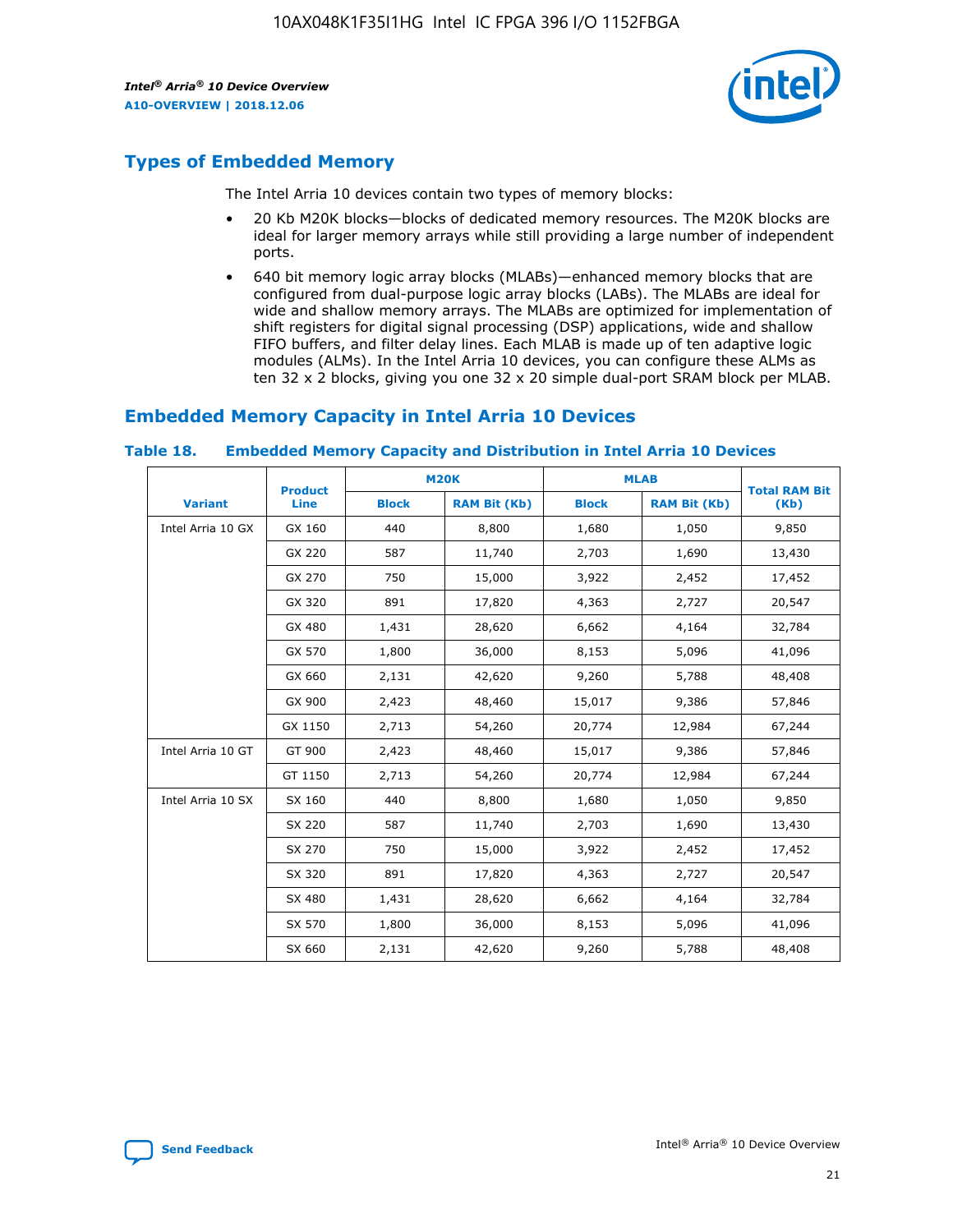## Types of Embedded Memory

The Intel Arria 10 devices contain two types of memory blocks:

- 20 Kb M20K blocks—blocks of dedicated memory resources. The M20K blocks are ideal for larger memory arrays while still providing a large number of independent ports.
- 640 bit memory logic array blocks (MLABs)—enhanced memory blocks that are configured from dual-purpose logic array blocks (LABs). The MLABs are ideal for wide and shallow memory arrays. The MLABs are optimized for implementation of shift registers for digital signal processing (DSP) applications, wide and shallow FIFO buffers, and filter delay lines. Each MLAB is made up of ten adaptive logic modules (ALMs). In the Intel Arria 10 devices, you can configure these ALMs as ten 32 x 2 blocks, giving you one 32 x 20 simple dual-port SRAM block per MLAB.

## Embedded Memory Capacity in Intel Arria 10 Devices

### Table 18. Embedded Memory Capacity and Distribution in Intel Arria 10 Devices

| Variant | Product Line | M20K | | MLAB | | Total RAM Bit (Kb) |
|---|---|---|---|---|---|---|
| | | Block | RAM Bit (Kb) | Block | RAM Bit (Kb) | |
| Intel Arria 10 GX | GX 160 | 440 | 8,800 | 1,680 | 1,050 | 9,850 |
| | GX 220 | 587 | 11,740 | 2,703 | 1,690 | 13,430 |
| | GX 270 | 750 | 15,000 | 3,922 | 2,452 | 17,452 |
| | GX 320 | 891 | 17,820 | 4,363 | 2,727 | 20,547 |
| | GX 480 | 1,431 | 28,620 | 6,662 | 4,164 | 32,784 |
| | GX 570 | 1,800 | 36,000 | 8,153 | 5,096 | 41,096 |
| | GX 660 | 2,131 | 42,620 | 9,260 | 5,788 | 48,408 |
| | GX 900 | 2,423 | 48,460 | 15,017 | 9,386 | 57,846 |
| | GX 1150 | 2,713 | 54,260 | 20,774 | 12,984 | 67,244 |
| Intel Arria 10 GT | GT 900 | 2,423 | 48,460 | 15,017 | 9,386 | 57,846 |
| | GT 1150 | 2,713 | 54,260 | 20,774 | 12,984 | 67,244 |
| Intel Arria 10 SX | SX 160 | 440 | 8,800 | 1,680 | 1,050 | 9,850 |
| | SX 220 | 587 | 11,740 | 2,703 | 1,690 | 13,430 |
| | SX 270 | 750 | 15,000 | 3,922 | 2,452 | 17,452 |
| | SX 320 | 891 | 17,820 | 4,363 | 2,727 | 20,547 |
| | SX 480 | 1,431 | 28,620 | 6,662 | 4,164 | 32,784 |
| | SX 570 | 1,800 | 36,000 | 8,153 | 5,096 | 41,096 |
| | SX 660 | 2,131 | 42,620 | 9,260 | 5,788 | 48,408 |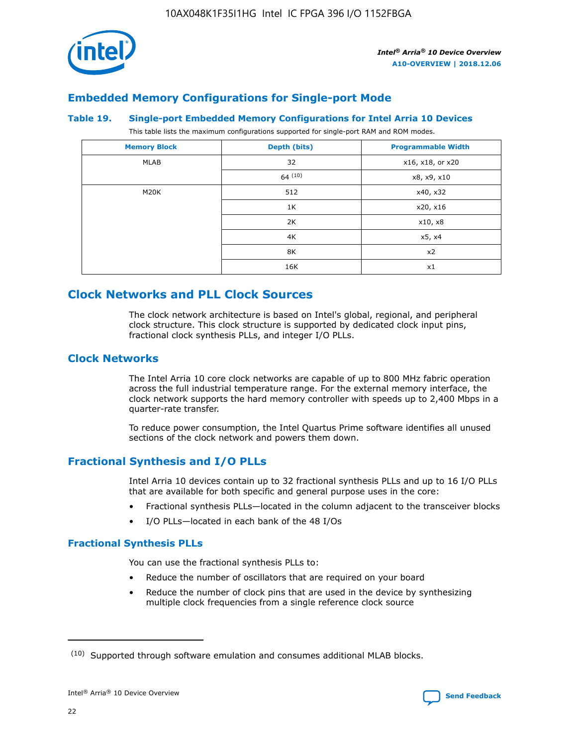## Embedded Memory Configurations for Single-port Mode

**Table 19. Single-port Embedded Memory Configurations for Intel Arria 10 Devices**

This table lists the maximum configurations supported for single-port RAM and ROM modes.

| Memory Block | Depth (bits) | Programmable Width |
|---|---|---|
| MLAB | 32 | x16, x18, or x20 |
| | 64 [10] | x8, x9, x10 |
| M20K | 512 | x40, x32 |
| | 1K | x20, x16 |
| | 2K | x10, x8 |
| | 4K | x5, x4 |
| | 8K | x2 |
| | 16K | x1 |

## Clock Networks and PLL Clock Sources

The clock network architecture is based on Intel's global, regional, and peripheral clock structure. This clock structure is supported by dedicated clock input pins, fractional clock synthesis PLLs, and integer I/O PLLs.

### Clock Networks

The Intel Arria 10 core clock networks are capable of up to 800 MHz fabric operation across the full industrial temperature range. For the external memory interface, the clock network supports the hard memory controller with speeds up to 2,400 Mbps in a quarter-rate transfer.

To reduce power consumption, the Intel Quartus Prime software identifies all unused sections of the clock network and powers them down.

### Fractional Synthesis and I/O PLLs

Intel Arria 10 devices contain up to 32 fractional synthesis PLLs and up to 16 I/O PLLs that are available for both specific and general purpose uses in the core:

- Fractional synthesis PLLs—located in the column adjacent to the transceiver blocks
- I/O PLLs—located in each bank of the 48 I/Os

#### Fractional Synthesis PLLs

You can use the fractional synthesis PLLs to:

- Reduce the number of oscillators that are required on your board
- Reduce the number of clock pins that are used in the device by synthesizing multiple clock frequencies from a single reference clock source

(10) Supported through software emulation and consumes additional MLAB blocks.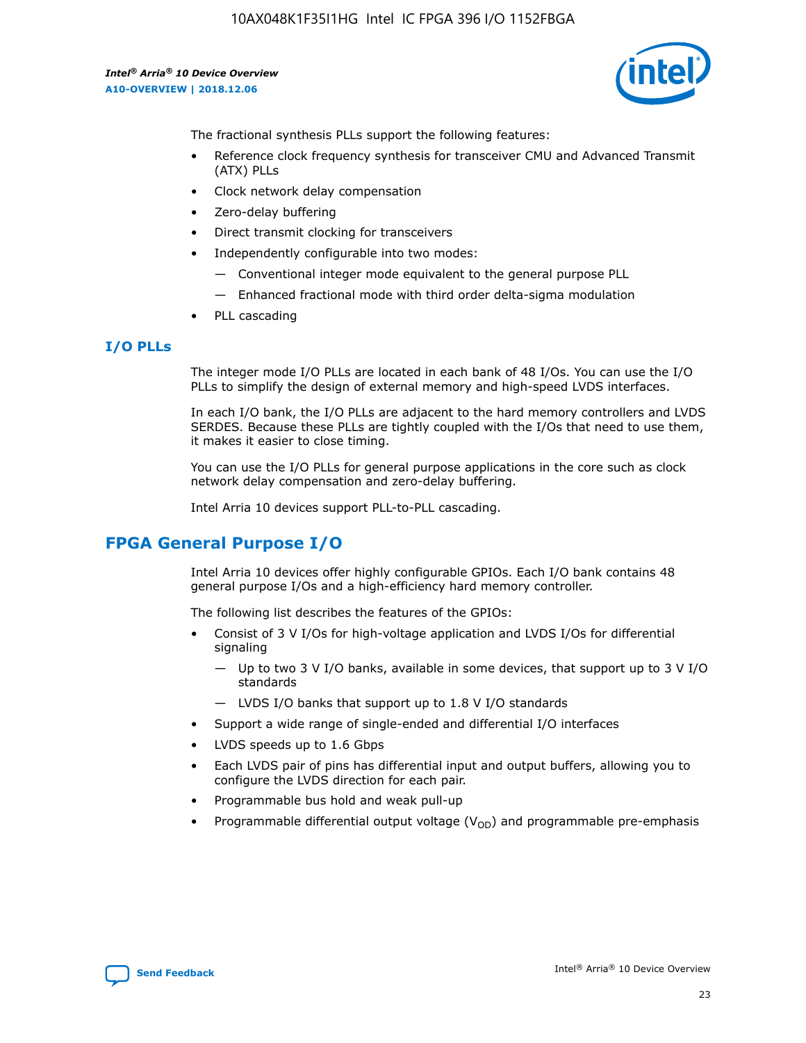The fractional synthesis PLLs support the following features:

- Reference clock frequency synthesis for transceiver CMU and Advanced Transmit (ATX) PLLs
- Clock network delay compensation
- Zero-delay buffering
- Direct transmit clocking for transceivers
- Independently configurable into two modes:
  - — Conventional integer mode equivalent to the general purpose PLL
  - — Enhanced fractional mode with third order delta-sigma modulation
- PLL cascading

### I/O PLLs

The integer mode I/O PLLs are located in each bank of 48 I/Os. You can use the I/O PLLs to simplify the design of external memory and high-speed LVDS interfaces.

In each I/O bank, the I/O PLLs are adjacent to the hard memory controllers and LVDS SERDES. Because these PLLs are tightly coupled with the I/Os that need to use them, it makes it easier to close timing.

You can use the I/O PLLs for general purpose applications in the core such as clock network delay compensation and zero-delay buffering.

Intel Arria 10 devices support PLL-to-PLL cascading.

## FPGA General Purpose I/O

Intel Arria 10 devices offer highly configurable GPIOs. Each I/O bank contains 48 general purpose I/Os and a high-efficiency hard memory controller.

The following list describes the features of the GPIOs:

- Consist of 3 V I/Os for high-voltage application and LVDS I/Os for differential signaling
  - — Up to two 3 V I/O banks, available in some devices, that support up to 3 V I/O standards
  - — LVDS I/O banks that support up to 1.8 V I/O standards
- Support a wide range of single-ended and differential I/O interfaces
- LVDS speeds up to 1.6 Gbps
- Each LVDS pair of pins has differential input and output buffers, allowing you to configure the LVDS direction for each pair.
- Programmable bus hold and weak pull-up
- Programmable differential output voltage ($V_{OD}$) and programmable pre-emphasis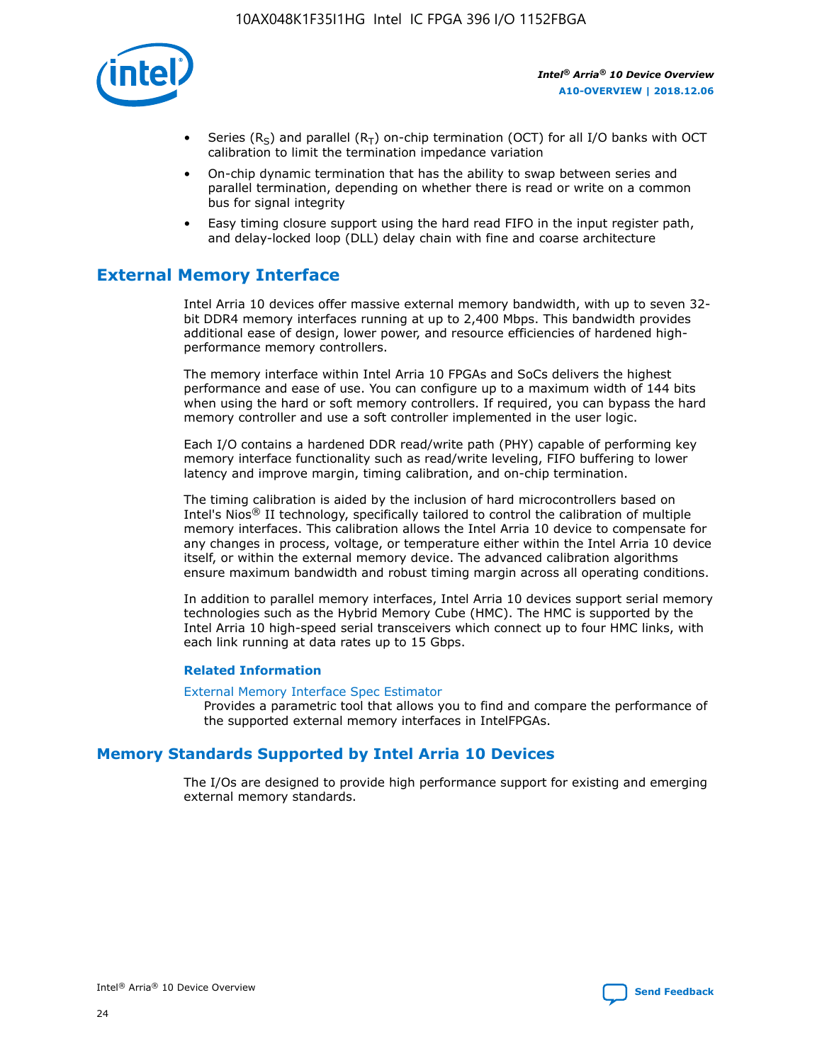- Series ($R_S$) and parallel ($R_T$) on-chip termination (OCT) for all I/O banks with OCT calibration to limit the termination impedance variation
- On-chip dynamic termination that has the ability to swap between series and parallel termination, depending on whether there is read or write on a common bus for signal integrity
- Easy timing closure support using the hard read FIFO in the input register path, and delay-locked loop (DLL) delay chain with fine and coarse architecture

## External Memory Interface

Intel Arria 10 devices offer massive external memory bandwidth, with up to seven 32-bit DDR4 memory interfaces running at up to 2,400 Mbps. This bandwidth provides additional ease of design, lower power, and resource efficiencies of hardened high-performance memory controllers.

The memory interface within Intel Arria 10 FPGAs and SoCs delivers the highest performance and ease of use. You can configure up to a maximum width of 144 bits when using the hard or soft memory controllers. If required, you can bypass the hard memory controller and use a soft controller implemented in the user logic.

Each I/O contains a hardened DDR read/write path (PHY) capable of performing key memory interface functionality such as read/write leveling, FIFO buffering to lower latency and improve margin, timing calibration, and on-chip termination.

The timing calibration is aided by the inclusion of hard microcontrollers based on Intel's Nios® II technology, specifically tailored to control the calibration of multiple memory interfaces. This calibration allows the Intel Arria 10 device to compensate for any changes in process, voltage, or temperature either within the Intel Arria 10 device itself, or within the external memory device. The advanced calibration algorithms ensure maximum bandwidth and robust timing margin across all operating conditions.

In addition to parallel memory interfaces, Intel Arria 10 devices support serial memory technologies such as the Hybrid Memory Cube (HMC). The HMC is supported by the Intel Arria 10 high-speed serial transceivers which connect up to four HMC links, with each link running at data rates up to 15 Gbps.

### Related Information

External Memory Interface Spec Estimator
Provides a parametric tool that allows you to find and compare the performance of the supported external memory interfaces in IntelFPGAs.

## Memory Standards Supported by Intel Arria 10 Devices

The I/Os are designed to provide high performance support for existing and emerging external memory standards.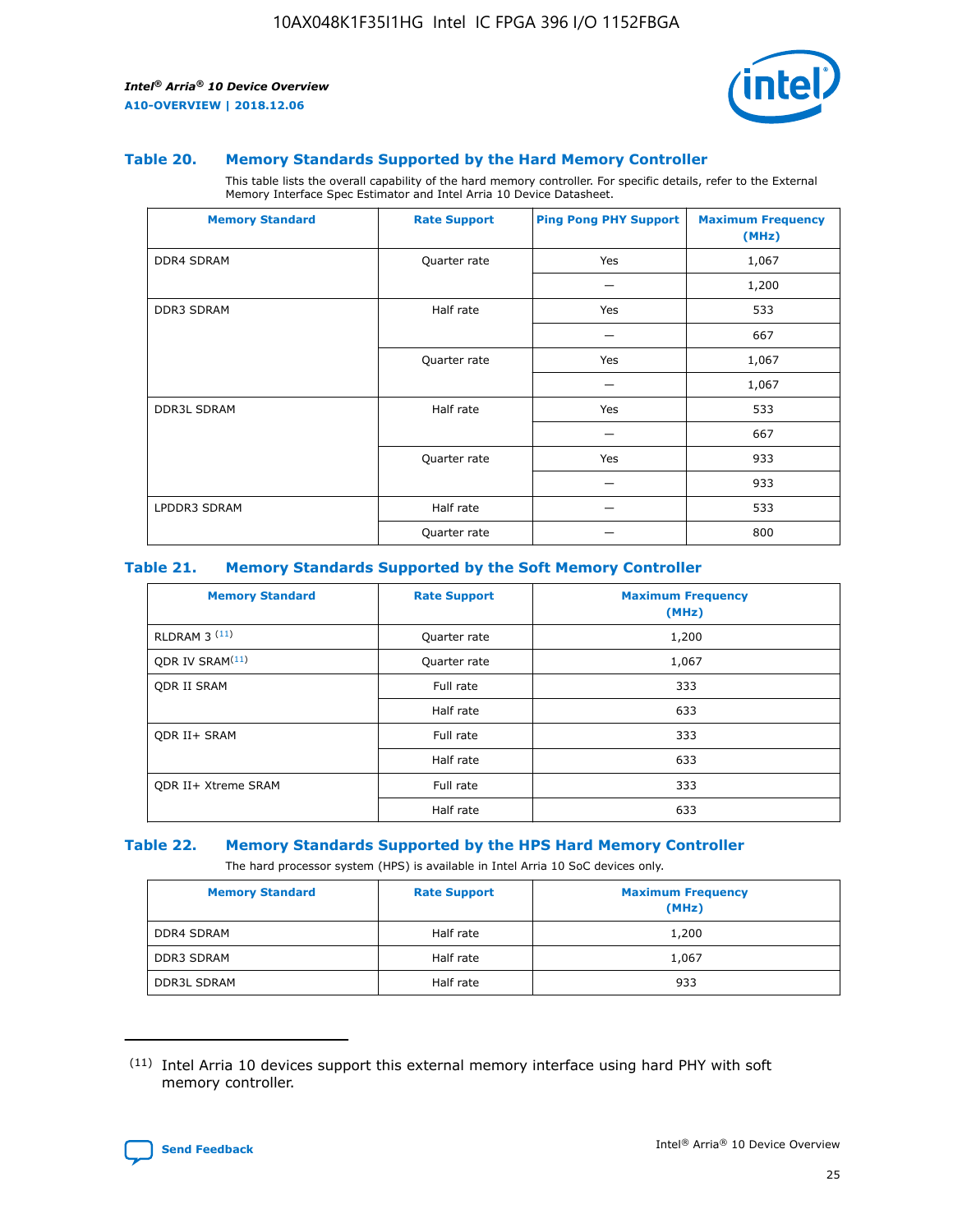### Table 20. Memory Standards Supported by the Hard Memory Controller

This table lists the overall capability of the hard memory controller. For specific details, refer to the External Memory Interface Spec Estimator and Intel Arria 10 Device Datasheet.

| Memory Standard | Rate Support | Ping Pong PHY Support | Maximum Frequency (MHz) |
|---|---|---|---|
| DDR4 SDRAM | Quarter rate | Yes | 1,067 |
| | | — | 1,200 |
| DDR3 SDRAM | Half rate | Yes | 533 |
| | | — | 667 |
| | Quarter rate | Yes | 1,067 |
| | | — | 1,067 |
| DDR3L SDRAM | Half rate | Yes | 533 |
| | | — | 667 |
| | Quarter rate | Yes | 933 |
| | | — | 933 |
| LPDDR3 SDRAM | Half rate | — | 533 |
| | Quarter rate | — | 800 |

### Table 21. Memory Standards Supported by the Soft Memory Controller

| Memory Standard | Rate Support | Maximum Frequency (MHz) |
|---|---|---|
| RLDRAM 3 (11) | Quarter rate | 1,200 |
| QDR IV SRAM(11) | Quarter rate | 1,067 |
| QDR II SRAM | Full rate | 333 |
| | Half rate | 633 |
| QDR II+ SRAM | Full rate | 333 |
| | Half rate | 633 |
| QDR II+ Xtreme SRAM | Full rate | 333 |
| | Half rate | 633 |

### Table 22. Memory Standards Supported by the HPS Hard Memory Controller

The hard processor system (HPS) is available in Intel Arria 10 SoC devices only.

| Memory Standard | Rate Support | Maximum Frequency (MHz) |
|---|---|---|
| DDR4 SDRAM | Half rate | 1,200 |
| DDR3 SDRAM | Half rate | 1,067 |
| DDR3L SDRAM | Half rate | 933 |

(11) Intel Arria 10 devices support this external memory interface using hard PHY with soft memory controller.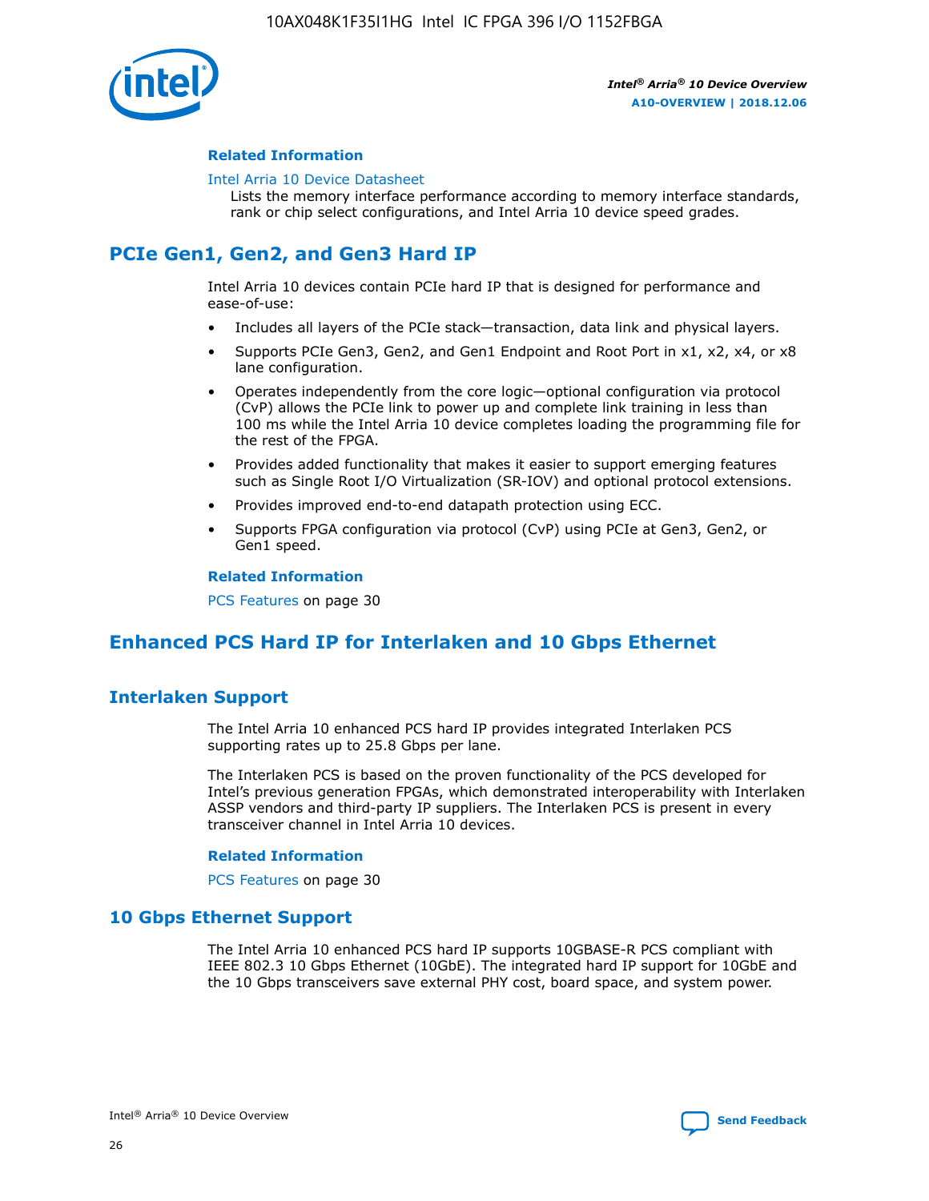#### Related Information

Intel Arria 10 Device Datasheet
Lists the memory interface performance according to memory interface standards, rank or chip select configurations, and Intel Arria 10 device speed grades.

## PCIe Gen1, Gen2, and Gen3 Hard IP

Intel Arria 10 devices contain PCIe hard IP that is designed for performance and ease-of-use:

- Includes all layers of the PCIe stack—transaction, data link and physical layers.
- Supports PCIe Gen3, Gen2, and Gen1 Endpoint and Root Port in x1, x2, x4, or x8 lane configuration.
- Operates independently from the core logic—optional configuration via protocol (CvP) allows the PCIe link to power up and complete link training in less than 100 ms while the Intel Arria 10 device completes loading the programming file for the rest of the FPGA.
- Provides added functionality that makes it easier to support emerging features such as Single Root I/O Virtualization (SR-IOV) and optional protocol extensions.
- Provides improved end-to-end datapath protection using ECC.
- Supports FPGA configuration via protocol (CvP) using PCIe at Gen3, Gen2, or Gen1 speed.

#### Related Information

PCS Features on page 30

## Enhanced PCS Hard IP for Interlaken and 10 Gbps Ethernet

### Interlaken Support

The Intel Arria 10 enhanced PCS hard IP provides integrated Interlaken PCS supporting rates up to 25.8 Gbps per lane.

The Interlaken PCS is based on the proven functionality of the PCS developed for Intel's previous generation FPGAs, which demonstrated interoperability with Interlaken ASSP vendors and third-party IP suppliers. The Interlaken PCS is present in every transceiver channel in Intel Arria 10 devices.

#### Related Information

PCS Features on page 30

### 10 Gbps Ethernet Support

The Intel Arria 10 enhanced PCS hard IP supports 10GBASE-R PCS compliant with IEEE 802.3 10 Gbps Ethernet (10GbE). The integrated hard IP support for 10GbE and the 10 Gbps transceivers save external PHY cost, board space, and system power.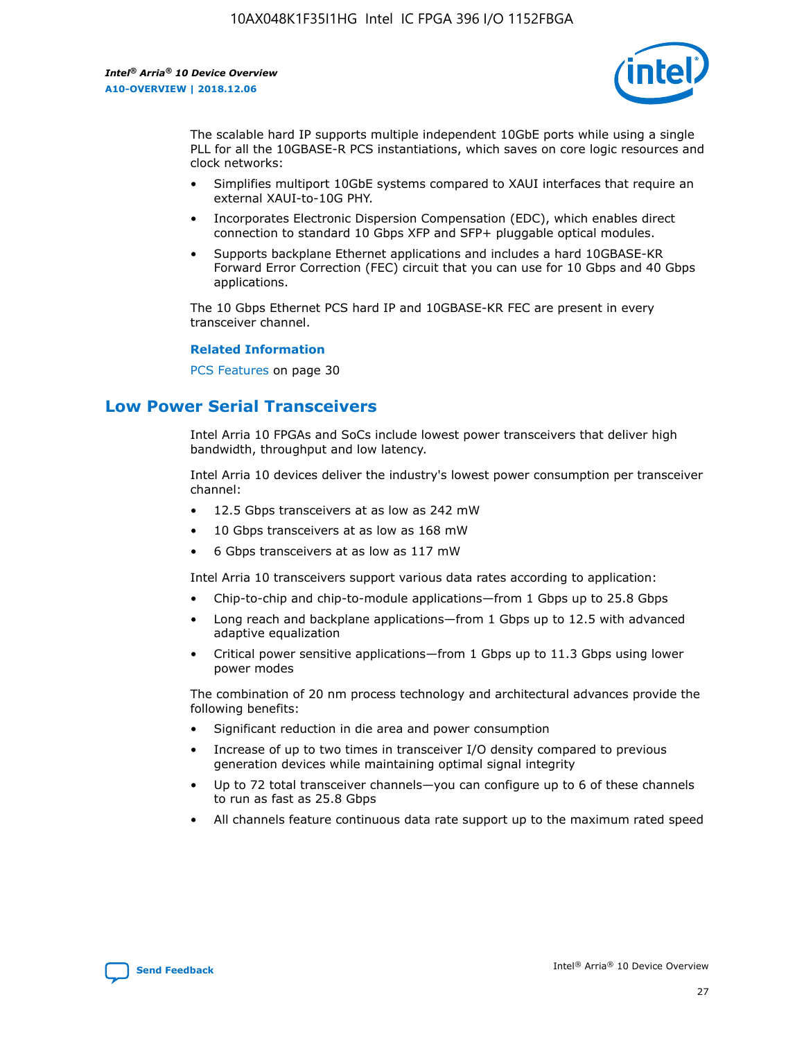The scalable hard IP supports multiple independent 10GbE ports while using a single PLL for all the 10GBASE-R PCS instantiations, which saves on core logic resources and clock networks:

- Simplifies multiport 10GbE systems compared to XAUI interfaces that require an external XAUI-to-10G PHY.
- Incorporates Electronic Dispersion Compensation (EDC), which enables direct connection to standard 10 Gbps XFP and SFP+ pluggable optical modules.
- Supports backplane Ethernet applications and includes a hard 10GBASE-KR Forward Error Correction (FEC) circuit that you can use for 10 Gbps and 40 Gbps applications.

The 10 Gbps Ethernet PCS hard IP and 10GBASE-KR FEC are present in every transceiver channel.

**Related Information**

PCS Features on page 30

## Low Power Serial Transceivers

Intel Arria 10 FPGAs and SoCs include lowest power transceivers that deliver high bandwidth, throughput and low latency.

Intel Arria 10 devices deliver the industry's lowest power consumption per transceiver channel:

- 12.5 Gbps transceivers at as low as 242 mW
- 10 Gbps transceivers at as low as 168 mW
- 6 Gbps transceivers at as low as 117 mW

Intel Arria 10 transceivers support various data rates according to application:

- Chip-to-chip and chip-to-module applications—from 1 Gbps up to 25.8 Gbps
- Long reach and backplane applications—from 1 Gbps up to 12.5 with advanced adaptive equalization
- Critical power sensitive applications—from 1 Gbps up to 11.3 Gbps using lower power modes

The combination of 20 nm process technology and architectural advances provide the following benefits:

- Significant reduction in die area and power consumption
- Increase of up to two times in transceiver I/O density compared to previous generation devices while maintaining optimal signal integrity
- Up to 72 total transceiver channels—you can configure up to 6 of these channels to run as fast as 25.8 Gbps
- All channels feature continuous data rate support up to the maximum rated speed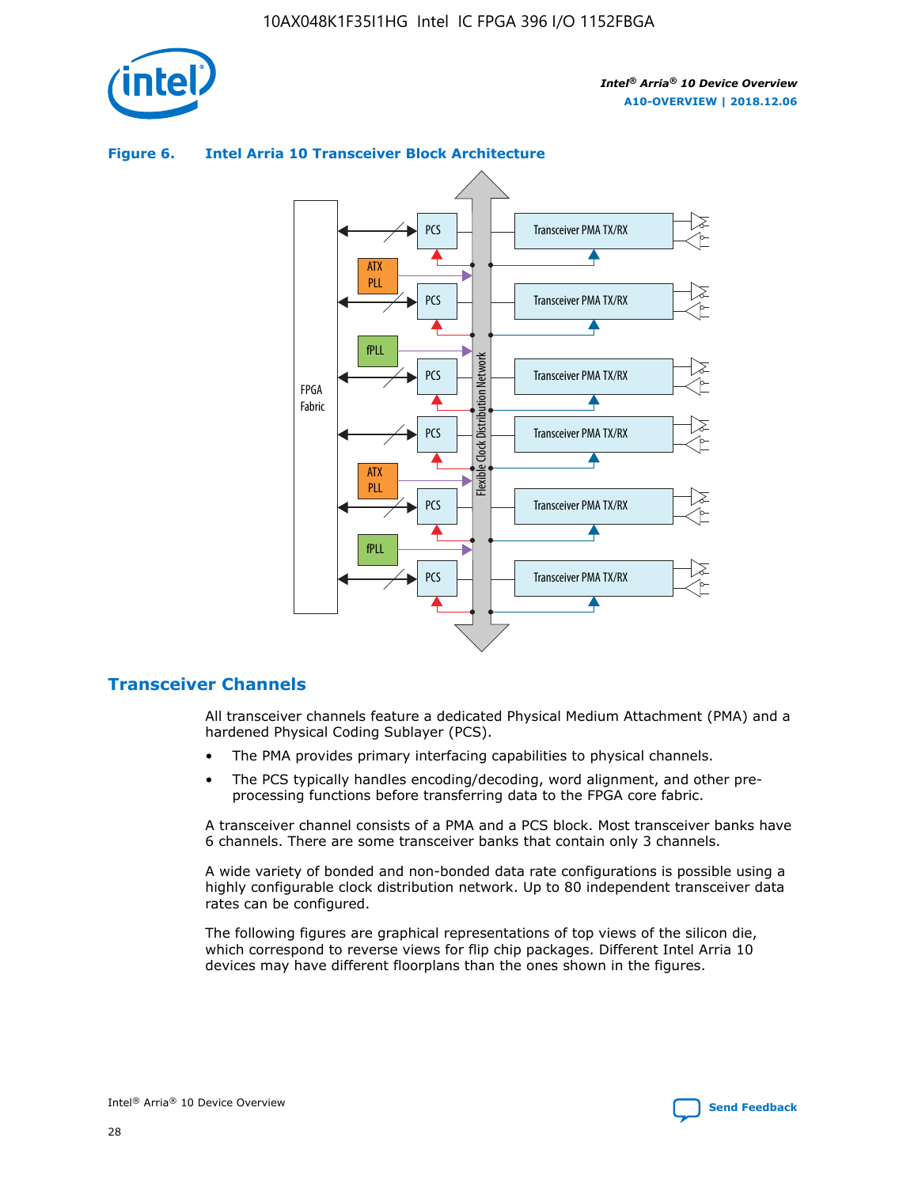**Figure 6. Intel Arria 10 Transceiver Block Architecture**

## Transceiver Channels

All transceiver channels feature a dedicated Physical Medium Attachment (PMA) and a hardened Physical Coding Sublayer (PCS).

- The PMA provides primary interfacing capabilities to physical channels.
- The PCS typically handles encoding/decoding, word alignment, and other pre-processing functions before transferring data to the FPGA core fabric.

A transceiver channel consists of a PMA and a PCS block. Most transceiver banks have 6 channels. There are some transceiver banks that contain only 3 channels.

A wide variety of bonded and non-bonded data rate configurations is possible using a highly configurable clock distribution network. Up to 80 independent transceiver data rates can be configured.

The following figures are graphical representations of top views of the silicon die, which correspond to reverse views for flip chip packages. Different Intel Arria 10 devices may have different floorplans than the ones shown in the figures.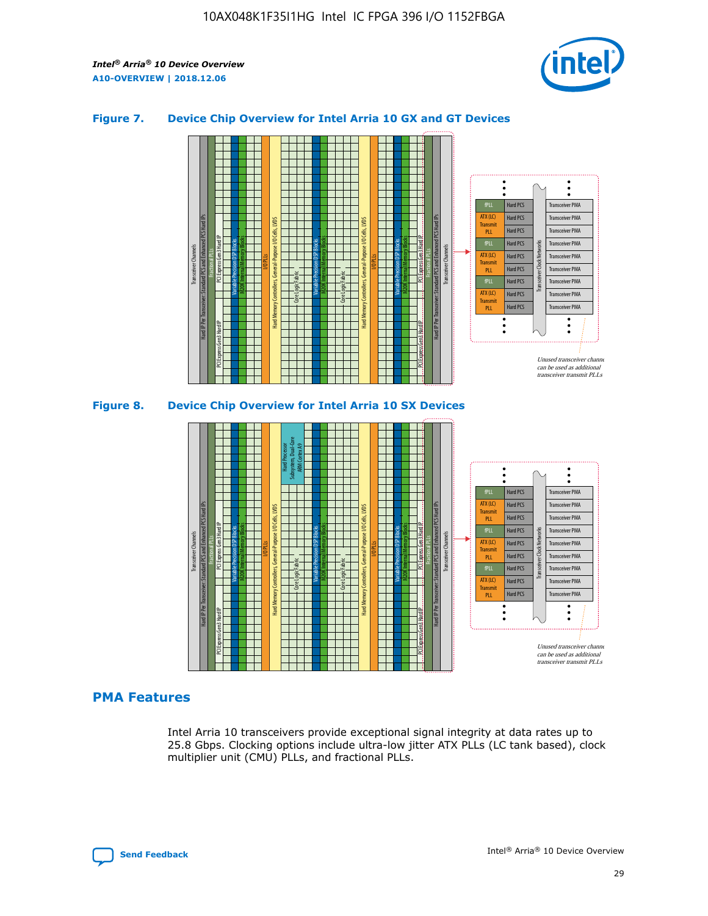### Figure 7. Device Chip Overview for Intel Arria 10 GX and GT Devices

### Figure 8. Device Chip Overview for Intel Arria 10 SX Devices

## PMA Features

Intel Arria 10 transceivers provide exceptional signal integrity at data rates up to 25.8 Gbps. Clocking options include ultra-low jitter ATX PLLs (LC tank based), clock multiplier unit (CMU) PLLs, and fractional PLLs.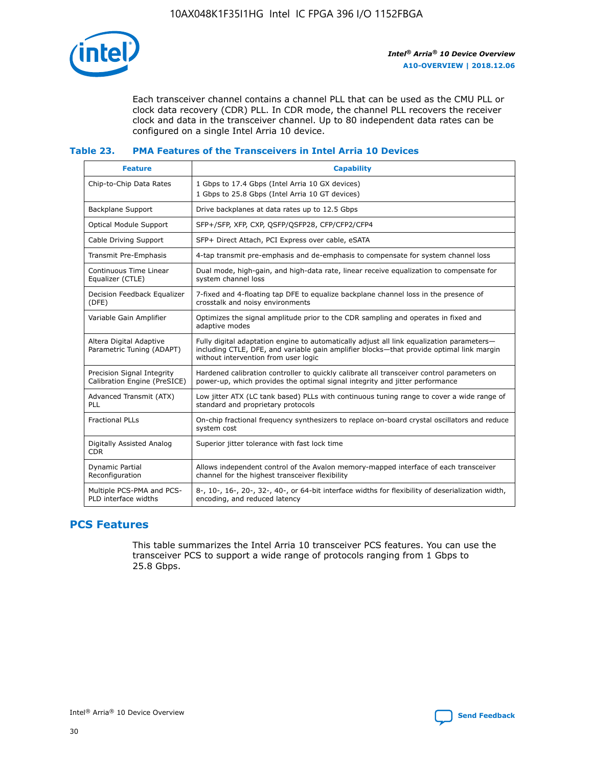Each transceiver channel contains a channel PLL that can be used as the CMU PLL or clock data recovery (CDR) PLL. In CDR mode, the channel PLL recovers the receiver clock and data in the transceiver channel. Up to 80 independent data rates can be configured on a single Intel Arria 10 device.

### Table 23. PMA Features of the Transceivers in Intel Arria 10 Devices

| Feature | Capability |
| --- | --- |
| Chip-to-Chip Data Rates | 1 Gbps to 17.4 Gbps (Intel Arria 10 GX devices)<br>1 Gbps to 25.8 Gbps (Intel Arria 10 GT devices) |
| Backplane Support | Drive backplanes at data rates up to 12.5 Gbps |
| Optical Module Support | SFP+/SFP, XFP, CXP, QSFP/QSFP28, CFP/CFP2/CFP4 |
| Cable Driving Support | SFP+ Direct Attach, PCI Express over cable, eSATA |
| Transmit Pre-Emphasis | 4-tap transmit pre-emphasis and de-emphasis to compensate for system channel loss |
| Continuous Time Linear Equalizer (CTLE) | Dual mode, high-gain, and high-data rate, linear receive equalization to compensate for system channel loss |
| Decision Feedback Equalizer (DFE) | 7-fixed and 4-floating tap DFE to equalize backplane channel loss in the presence of crosstalk and noisy environments |
| Variable Gain Amplifier | Optimizes the signal amplitude prior to the CDR sampling and operates in fixed and adaptive modes |
| Altera Digital Adaptive Parametric Tuning (ADAPT) | Fully digital adaptation engine to automatically adjust all link equalization parameters—including CTLE, DFE, and variable gain amplifier blocks—that provide optimal link margin without intervention from user logic |
| Precision Signal Integrity Calibration Engine (PreSICE) | Hardened calibration controller to quickly calibrate all transceiver control parameters on power-up, which provides the optimal signal integrity and jitter performance |
| Advanced Transmit (ATX) PLL | Low jitter ATX (LC tank based) PLLs with continuous tuning range to cover a wide range of standard and proprietary protocols |
| Fractional PLLs | On-chip fractional frequency synthesizers to replace on-board crystal oscillators and reduce system cost |
| Digitally Assisted Analog CDR | Superior jitter tolerance with fast lock time |
| Dynamic Partial Reconfiguration | Allows independent control of the Avalon memory-mapped interface of each transceiver channel for the highest transceiver flexibility |
| Multiple PCS-PMA and PCS-PLD interface widths | 8-, 10-, 16-, 20-, 32-, 40-, or 64-bit interface widths for flexibility of deserialization width, encoding, and reduced latency |

## PCS Features

This table summarizes the Intel Arria 10 transceiver PCS features. You can use the transceiver PCS to support a wide range of protocols ranging from 1 Gbps to 25.8 Gbps.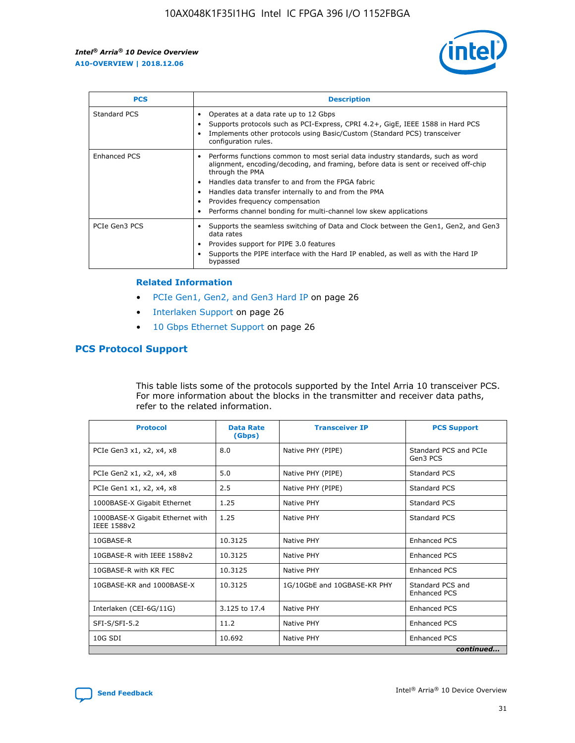| PCS | Description |
| --- | --- |
| Standard PCS | • Operates at a data rate up to 12 Gbps<br>• Supports protocols such as PCI-Express, CPRI 4.2+, GigE, IEEE 1588 in Hard PCS<br>• Implements other protocols using Basic/Custom (Standard PCS) transceiver configuration rules. |
| Enhanced PCS | • Performs functions common to most serial data industry standards, such as word alignment, encoding/decoding, and framing, before data is sent or received off-chip through the PMA<br>• Handles data transfer to and from the FPGA fabric<br>• Handles data transfer internally to and from the PMA<br>• Provides frequency compensation<br>• Performs channel bonding for multi-channel low skew applications |
| PCIe Gen3 PCS | • Supports the seamless switching of Data and Clock between the Gen1, Gen2, and Gen3 data rates<br>• Provides support for PIPE 3.0 features<br>• Supports the PIPE interface with the Hard IP enabled, as well as with the Hard IP bypassed |

#### Related Information

- PCIe Gen1, Gen2, and Gen3 Hard IP on page 26
- Interlaken Support on page 26
- 10 Gbps Ethernet Support on page 26

## PCS Protocol Support

This table lists some of the protocols supported by the Intel Arria 10 transceiver PCS. For more information about the blocks in the transmitter and receiver data paths, refer to the related information.

| Protocol | Data Rate (Gbps) | Transceiver IP | PCS Support |
| --- | --- | --- | --- |
| PCIe Gen3 x1, x2, x4, x8 | 8.0 | Native PHY (PIPE) | Standard PCS and PCIe Gen3 PCS |
| PCIe Gen2 x1, x2, x4, x8 | 5.0 | Native PHY (PIPE) | Standard PCS |
| PCIe Gen1 x1, x2, x4, x8 | 2.5 | Native PHY (PIPE) | Standard PCS |
| 1000BASE-X Gigabit Ethernet | 1.25 | Native PHY | Standard PCS |
| 1000BASE-X Gigabit Ethernet with IEEE 1588v2 | 1.25 | Native PHY | Standard PCS |
| 10GBASE-R | 10.3125 | Native PHY | Enhanced PCS |
| 10GBASE-R with IEEE 1588v2 | 10.3125 | Native PHY | Enhanced PCS |
| 10GBASE-R with KR FEC | 10.3125 | Native PHY | Enhanced PCS |
| 10GBASE-KR and 1000BASE-X | 10.3125 | 1G/10GbE and 10GBASE-KR PHY | Standard PCS and Enhanced PCS |
| Interlaken (CEI-6G/11G) | 3.125 to 17.4 | Native PHY | Enhanced PCS |
| SFI-S/SFI-5.2 | 11.2 | Native PHY | Enhanced PCS |
| 10G SDI | 10.692 | Native PHY | Enhanced PCS |

*continued...*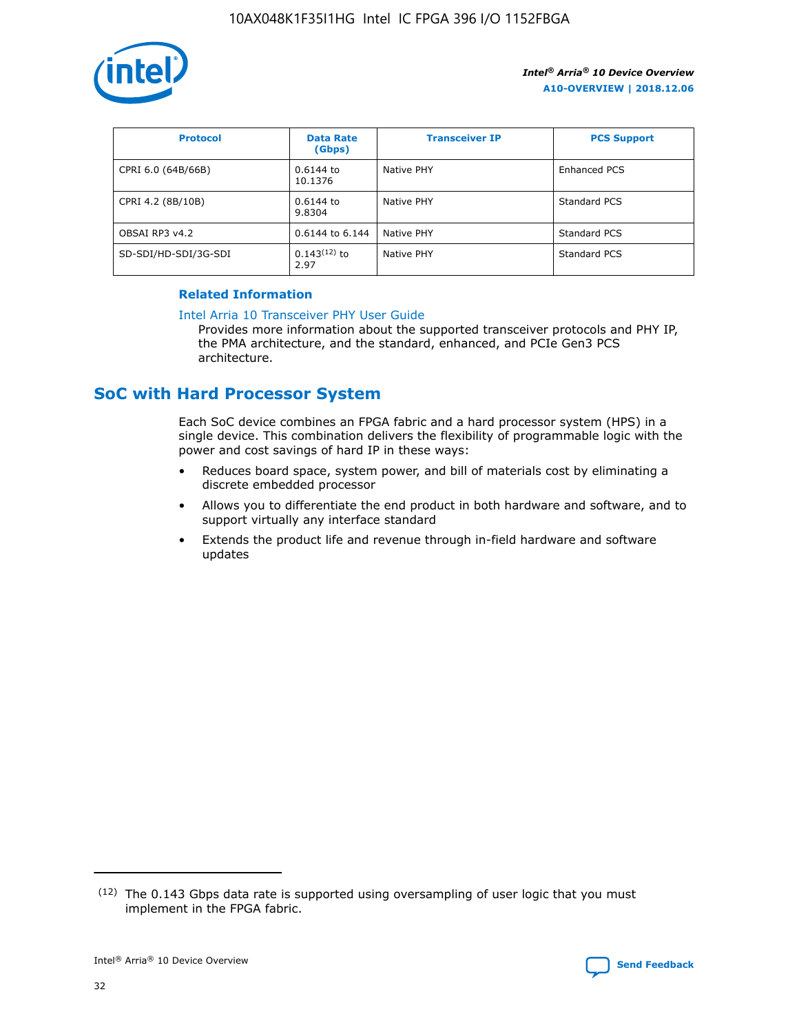| Protocol | Data Rate (Gbps) | Transceiver IP | PCS Support |
| --- | --- | --- | --- |
| CPRI 6.0 (64B/66B) | 0.6144 to 10.1376 | Native PHY | Enhanced PCS |
| CPRI 4.2 (8B/10B) | 0.6144 to 9.8304 | Native PHY | Standard PCS |
| OBSAI RP3 v4.2 | 0.6144 to 6.144 | Native PHY | Standard PCS |
| SD-SDI/HD-SDI/3G-SDI | 0.143[12] to 2.97 | Native PHY | Standard PCS |

**Related Information**

Intel Arria 10 Transceiver PHY User Guide
Provides more information about the supported transceiver protocols and PHY IP, the PMA architecture, and the standard, enhanced, and PCIe Gen3 PCS architecture.

## SoC with Hard Processor System

Each SoC device combines an FPGA fabric and a hard processor system (HPS) in a single device. This combination delivers the flexibility of programmable logic with the power and cost savings of hard IP in these ways:

- Reduces board space, system power, and bill of materials cost by eliminating a discrete embedded processor
- Allows you to differentiate the end product in both hardware and software, and to support virtually any interface standard
- Extends the product life and revenue through in-field hardware and software updates

[12] The 0.143 Gbps data rate is supported using oversampling of user logic that you must implement in the FPGA fabric.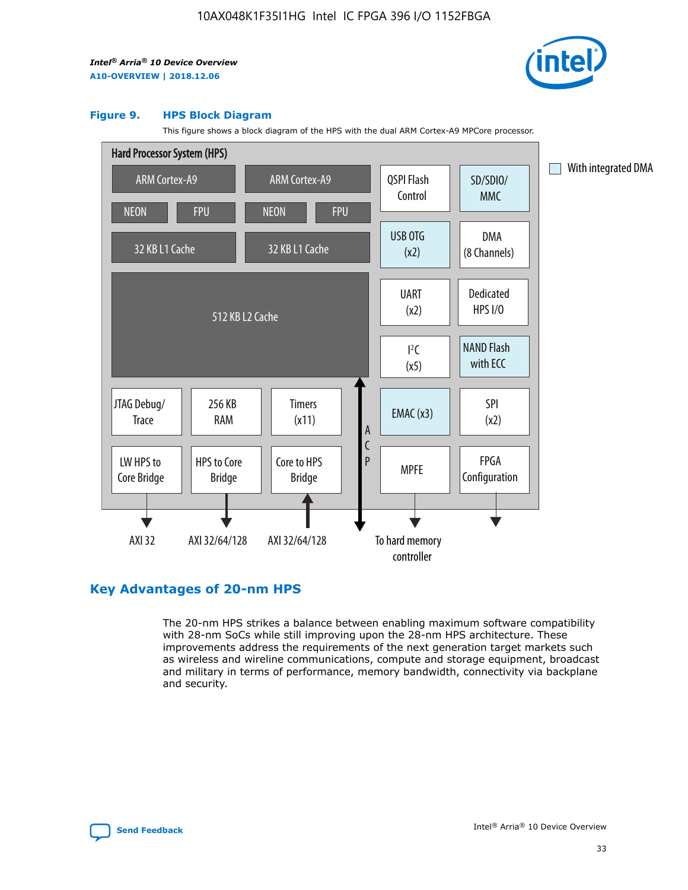**Figure 9. HPS Block Diagram**

This figure shows a block diagram of the HPS with the dual ARM Cortex-A9 MPCore processor.

Hard Processor System (HPS)

- ARM Cortex-A9 (NEON, FPU, 32 KB L1 Cache)
- ARM Cortex-A9 (NEON, FPU, 32 KB L1 Cache)
- 512 KB L2 Cache
- JTAG Debug/Trace
- 256 KB RAM
- Timers (x11)
- LW HPS to Core Bridge — AXI 32
- HPS to Core Bridge — AXI 32/64/128
- Core to HPS Bridge — AXI 32/64/128
- ACP
- QSPI Flash Control
- SD/SDIO/MMC
- USB OTG (x2)
- DMA (8 Channels)
- UART (x2)
- Dedicated HPS I/O
- I²C (x5)
- NAND Flash with ECC
- EMAC (x3)
- SPI (x2)
- MPFE — To hard memory controller
- FPGA Configuration

With integrated DMA: SD/SDIO/MMC, USB OTG (x2), NAND Flash with ECC, EMAC (x3)

## Key Advantages of 20-nm HPS

The 20-nm HPS strikes a balance between enabling maximum software compatibility with 28-nm SoCs while still improving upon the 28-nm HPS architecture. These improvements address the requirements of the next generation target markets such as wireless and wireline communications, compute and storage equipment, broadcast and military in terms of performance, memory bandwidth, connectivity via backplane and security.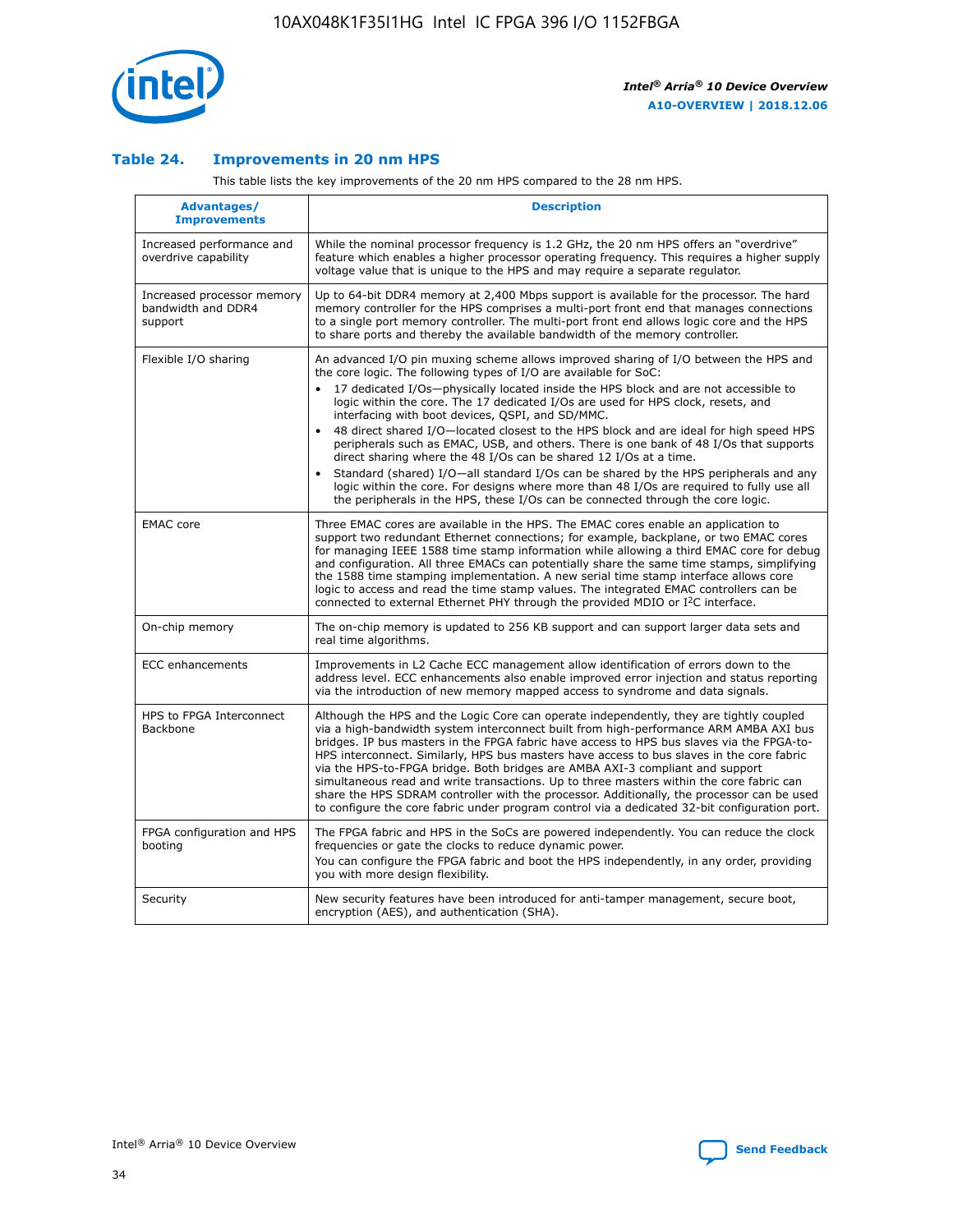## Table 24. Improvements in 20 nm HPS

This table lists the key improvements of the 20 nm HPS compared to the 28 nm HPS.

| Advantages/ Improvements | Description |
|---|---|
| Increased performance and overdrive capability | While the nominal processor frequency is 1.2 GHz, the 20 nm HPS offers an "overdrive" feature which enables a higher processor operating frequency. This requires a higher supply voltage value that is unique to the HPS and may require a separate regulator. |
| Increased processor memory bandwidth and DDR4 support | Up to 64-bit DDR4 memory at 2,400 Mbps support is available for the processor. The hard memory controller for the HPS comprises a multi-port front end that manages connections to a single port memory controller. The multi-port front end allows logic core and the HPS to share ports and thereby the available bandwidth of the memory controller. |
| Flexible I/O sharing | An advanced I/O pin muxing scheme allows improved sharing of I/O between the HPS and the core logic. The following types of I/O are available for SoC:<br>• 17 dedicated I/Os—physically located inside the HPS block and are not accessible to logic within the core. The 17 dedicated I/Os are used for HPS clock, resets, and interfacing with boot devices, QSPI, and SD/MMC.<br>• 48 direct shared I/O—located closest to the HPS block and are ideal for high speed HPS peripherals such as EMAC, USB, and others. There is one bank of 48 I/Os that supports direct sharing where the 48 I/Os can be shared 12 I/Os at a time.<br>• Standard (shared) I/O—all standard I/Os can be shared by the HPS peripherals and any logic within the core. For designs where more than 48 I/Os are required to fully use all the peripherals in the HPS, these I/Os can be connected through the core logic. |
| EMAC core | Three EMAC cores are available in the HPS. The EMAC cores enable an application to support two redundant Ethernet connections; for example, backplane, or two EMAC cores for managing IEEE 1588 time stamp information while allowing a third EMAC core for debug and configuration. All three EMACs can potentially share the same time stamps, simplifying the 1588 time stamping implementation. A new serial time stamp interface allows core logic to access and read the time stamp values. The integrated EMAC controllers can be connected to external Ethernet PHY through the provided MDIO or I²C interface. |
| On-chip memory | The on-chip memory is updated to 256 KB support and can support larger data sets and real time algorithms. |
| ECC enhancements | Improvements in L2 Cache ECC management allow identification of errors down to the address level. ECC enhancements also enable improved error injection and status reporting via the introduction of new memory mapped access to syndrome and data signals. |
| HPS to FPGA Interconnect Backbone | Although the HPS and the Logic Core can operate independently, they are tightly coupled via a high-bandwidth system interconnect built from high-performance ARM AMBA AXI bus bridges. IP bus masters in the FPGA fabric have access to HPS bus slaves via the FPGA-to-HPS interconnect. Similarly, HPS bus masters have access to bus slaves in the core fabric via the HPS-to-FPGA bridge. Both bridges are AMBA AXI-3 compliant and support simultaneous read and write transactions. Up to three masters within the core fabric can share the HPS SDRAM controller with the processor. Additionally, the processor can be used to configure the core fabric under program control via a dedicated 32-bit configuration port. |
| FPGA configuration and HPS booting | The FPGA fabric and HPS in the SoCs are powered independently. You can reduce the clock frequencies or gate the clocks to reduce dynamic power.<br>You can configure the FPGA fabric and boot the HPS independently, in any order, providing you with more design flexibility. |
| Security | New security features have been introduced for anti-tamper management, secure boot, encryption (AES), and authentication (SHA). |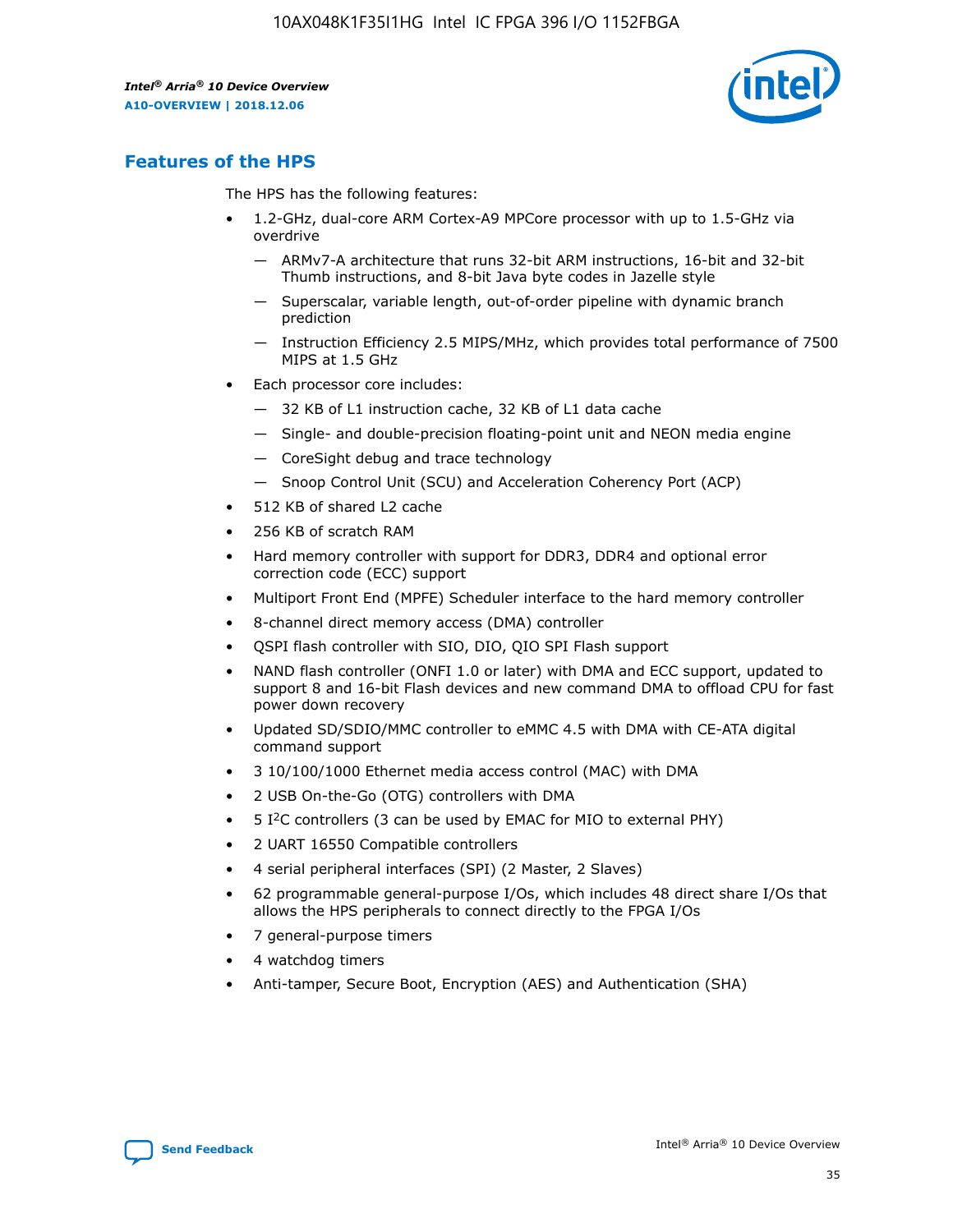## Features of the HPS

The HPS has the following features:

- 1.2-GHz, dual-core ARM Cortex-A9 MPCore processor with up to 1.5-GHz via overdrive
  - — ARMv7-A architecture that runs 32-bit ARM instructions, 16-bit and 32-bit Thumb instructions, and 8-bit Java byte codes in Jazelle style
  - — Superscalar, variable length, out-of-order pipeline with dynamic branch prediction
  - — Instruction Efficiency 2.5 MIPS/MHz, which provides total performance of 7500 MIPS at 1.5 GHz
- Each processor core includes:
  - — 32 KB of L1 instruction cache, 32 KB of L1 data cache
  - — Single- and double-precision floating-point unit and NEON media engine
  - — CoreSight debug and trace technology
  - — Snoop Control Unit (SCU) and Acceleration Coherency Port (ACP)
- 512 KB of shared L2 cache
- 256 KB of scratch RAM
- Hard memory controller with support for DDR3, DDR4 and optional error correction code (ECC) support
- Multiport Front End (MPFE) Scheduler interface to the hard memory controller
- 8-channel direct memory access (DMA) controller
- QSPI flash controller with SIO, DIO, QIO SPI Flash support
- NAND flash controller (ONFI 1.0 or later) with DMA and ECC support, updated to support 8 and 16-bit Flash devices and new command DMA to offload CPU for fast power down recovery
- Updated SD/SDIO/MMC controller to eMMC 4.5 with DMA with CE-ATA digital command support
- 3 10/100/1000 Ethernet media access control (MAC) with DMA
- 2 USB On-the-Go (OTG) controllers with DMA
- 5 I$^2$C controllers (3 can be used by EMAC for MIO to external PHY)
- 2 UART 16550 Compatible controllers
- 4 serial peripheral interfaces (SPI) (2 Master, 2 Slaves)
- 62 programmable general-purpose I/Os, which includes 48 direct share I/Os that allows the HPS peripherals to connect directly to the FPGA I/Os
- 7 general-purpose timers
- 4 watchdog timers
- Anti-tamper, Secure Boot, Encryption (AES) and Authentication (SHA)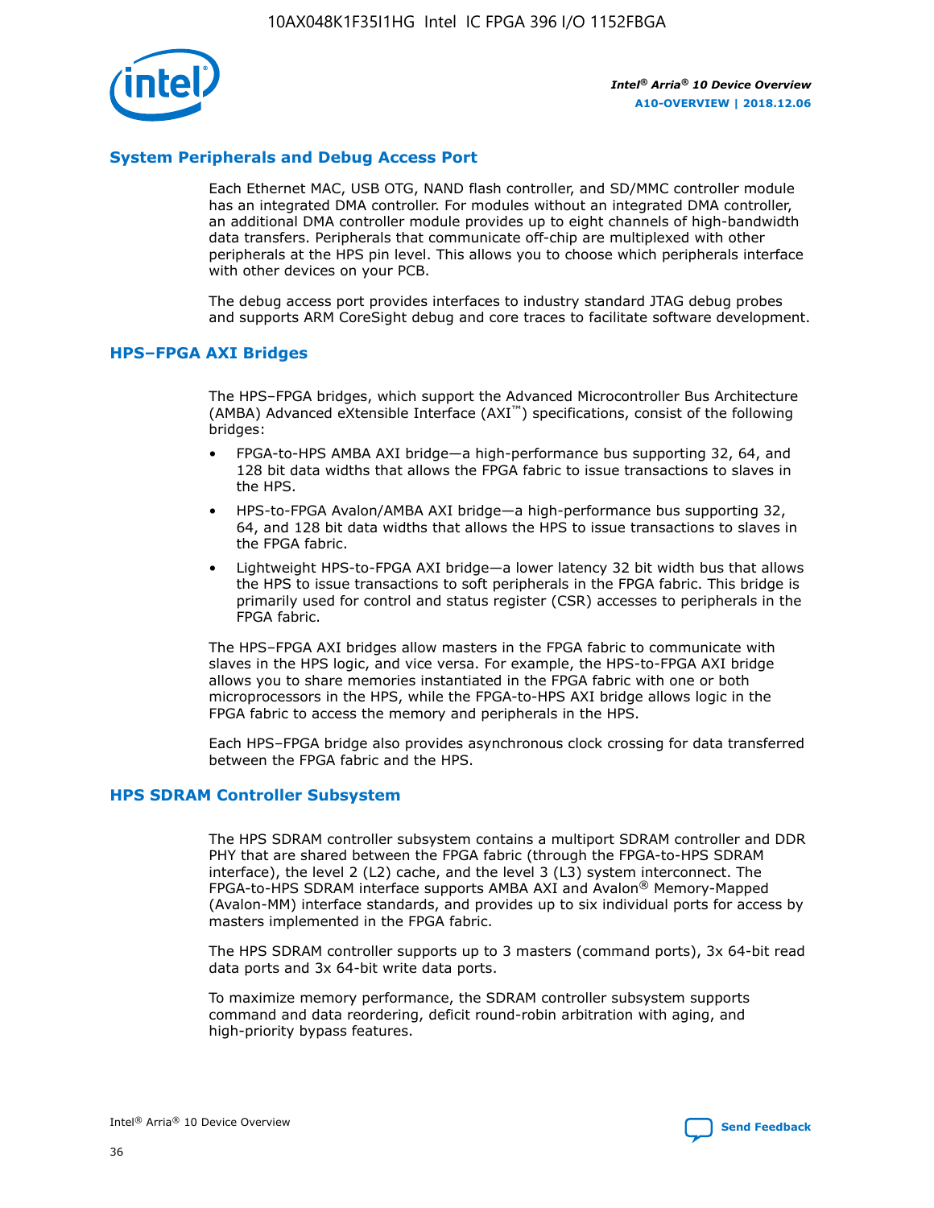## System Peripherals and Debug Access Port

Each Ethernet MAC, USB OTG, NAND flash controller, and SD/MMC controller module has an integrated DMA controller. For modules without an integrated DMA controller, an additional DMA controller module provides up to eight channels of high-bandwidth data transfers. Peripherals that communicate off-chip are multiplexed with other peripherals at the HPS pin level. This allows you to choose which peripherals interface with other devices on your PCB.

The debug access port provides interfaces to industry standard JTAG debug probes and supports ARM CoreSight debug and core traces to facilitate software development.

## HPS–FPGA AXI Bridges

The HPS–FPGA bridges, which support the Advanced Microcontroller Bus Architecture (AMBA) Advanced eXtensible Interface (AXI™) specifications, consist of the following bridges:

- FPGA-to-HPS AMBA AXI bridge—a high-performance bus supporting 32, 64, and 128 bit data widths that allows the FPGA fabric to issue transactions to slaves in the HPS.
- HPS-to-FPGA Avalon/AMBA AXI bridge—a high-performance bus supporting 32, 64, and 128 bit data widths that allows the HPS to issue transactions to slaves in the FPGA fabric.
- Lightweight HPS-to-FPGA AXI bridge—a lower latency 32 bit width bus that allows the HPS to issue transactions to soft peripherals in the FPGA fabric. This bridge is primarily used for control and status register (CSR) accesses to peripherals in the FPGA fabric.

The HPS–FPGA AXI bridges allow masters in the FPGA fabric to communicate with slaves in the HPS logic, and vice versa. For example, the HPS-to-FPGA AXI bridge allows you to share memories instantiated in the FPGA fabric with one or both microprocessors in the HPS, while the FPGA-to-HPS AXI bridge allows logic in the FPGA fabric to access the memory and peripherals in the HPS.

Each HPS–FPGA bridge also provides asynchronous clock crossing for data transferred between the FPGA fabric and the HPS.

## HPS SDRAM Controller Subsystem

The HPS SDRAM controller subsystem contains a multiport SDRAM controller and DDR PHY that are shared between the FPGA fabric (through the FPGA-to-HPS SDRAM interface), the level 2 (L2) cache, and the level 3 (L3) system interconnect. The FPGA-to-HPS SDRAM interface supports AMBA AXI and Avalon® Memory-Mapped (Avalon-MM) interface standards, and provides up to six individual ports for access by masters implemented in the FPGA fabric.

The HPS SDRAM controller supports up to 3 masters (command ports), 3x 64-bit read data ports and 3x 64-bit write data ports.

To maximize memory performance, the SDRAM controller subsystem supports command and data reordering, deficit round-robin arbitration with aging, and high-priority bypass features.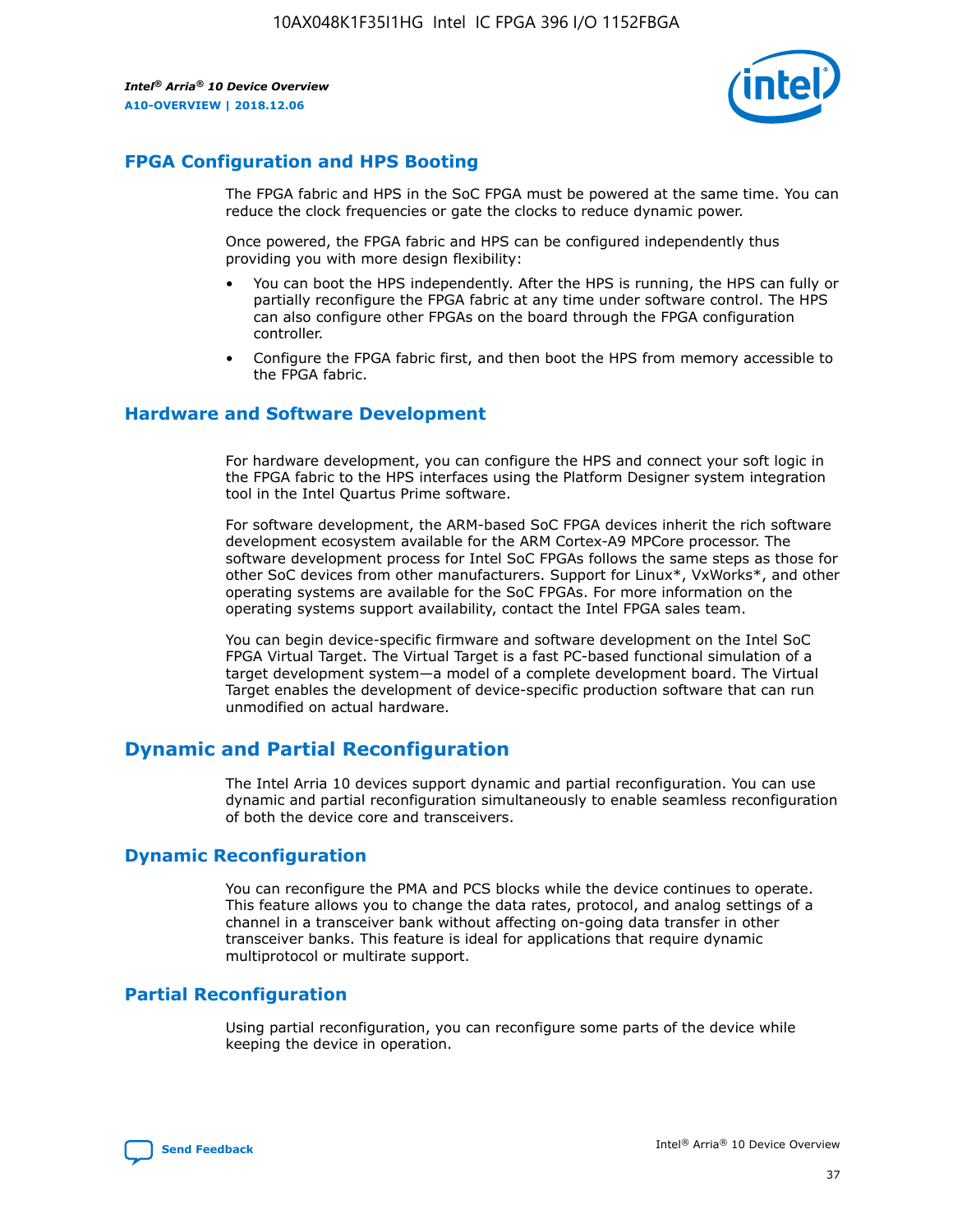## FPGA Configuration and HPS Booting

The FPGA fabric and HPS in the SoC FPGA must be powered at the same time. You can reduce the clock frequencies or gate the clocks to reduce dynamic power.

Once powered, the FPGA fabric and HPS can be configured independently thus providing you with more design flexibility:

- You can boot the HPS independently. After the HPS is running, the HPS can fully or partially reconfigure the FPGA fabric at any time under software control. The HPS can also configure other FPGAs on the board through the FPGA configuration controller.
- Configure the FPGA fabric first, and then boot the HPS from memory accessible to the FPGA fabric.

## Hardware and Software Development

For hardware development, you can configure the HPS and connect your soft logic in the FPGA fabric to the HPS interfaces using the Platform Designer system integration tool in the Intel Quartus Prime software.

For software development, the ARM-based SoC FPGA devices inherit the rich software development ecosystem available for the ARM Cortex-A9 MPCore processor. The software development process for Intel SoC FPGAs follows the same steps as those for other SoC devices from other manufacturers. Support for Linux*, VxWorks*, and other operating systems are available for the SoC FPGAs. For more information on the operating systems support availability, contact the Intel FPGA sales team.

You can begin device-specific firmware and software development on the Intel SoC FPGA Virtual Target. The Virtual Target is a fast PC-based functional simulation of a target development system—a model of a complete development board. The Virtual Target enables the development of device-specific production software that can run unmodified on actual hardware.

# Dynamic and Partial Reconfiguration

The Intel Arria 10 devices support dynamic and partial reconfiguration. You can use dynamic and partial reconfiguration simultaneously to enable seamless reconfiguration of both the device core and transceivers.

## Dynamic Reconfiguration

You can reconfigure the PMA and PCS blocks while the device continues to operate. This feature allows you to change the data rates, protocol, and analog settings of a channel in a transceiver bank without affecting on-going data transfer in other transceiver banks. This feature is ideal for applications that require dynamic multiprotocol or multirate support.

## Partial Reconfiguration

Using partial reconfiguration, you can reconfigure some parts of the device while keeping the device in operation.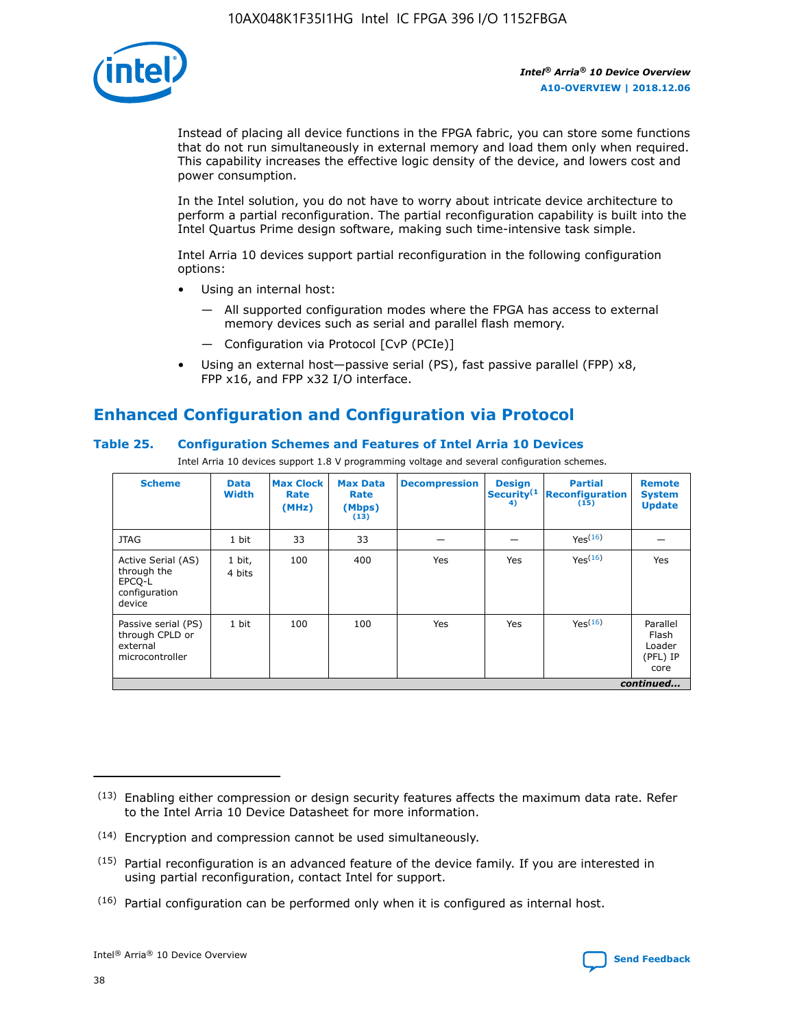Instead of placing all device functions in the FPGA fabric, you can store some functions that do not run simultaneously in external memory and load them only when required. This capability increases the effective logic density of the device, and lowers cost and power consumption.

In the Intel solution, you do not have to worry about intricate device architecture to perform a partial reconfiguration. The partial reconfiguration capability is built into the Intel Quartus Prime design software, making such time-intensive task simple.

Intel Arria 10 devices support partial reconfiguration in the following configuration options:

- Using an internal host:
  - All supported configuration modes where the FPGA has access to external memory devices such as serial and parallel flash memory.
  - Configuration via Protocol [CvP (PCIe)]
- Using an external host—passive serial (PS), fast passive parallel (FPP) x8, FPP x16, and FPP x32 I/O interface.

## Enhanced Configuration and Configuration via Protocol

### Table 25. Configuration Schemes and Features of Intel Arria 10 Devices

Intel Arria 10 devices support 1.8 V programming voltage and several configuration schemes.

| Scheme | Data Width | Max Clock Rate (MHz) | Max Data Rate (Mbps) (13) | Decompression | Design Security (14) | Partial Reconfiguration (15) | Remote System Update |
|---|---|---|---|---|---|---|---|
| JTAG | 1 bit | 33 | 33 | — | — | Yes(16) | — |
| Active Serial (AS) through the EPCQ-L configuration device | 1 bit, 4 bits | 100 | 400 | Yes | Yes | Yes(16) | Yes |
| Passive serial (PS) through CPLD or external microcontroller | 1 bit | 100 | 100 | Yes | Yes | Yes(16) | Parallel Flash Loader (PFL) IP core |

*continued...*

(13) Enabling either compression or design security features affects the maximum data rate. Refer to the Intel Arria 10 Device Datasheet for more information.

(14) Encryption and compression cannot be used simultaneously.

(15) Partial reconfiguration is an advanced feature of the device family. If you are interested in using partial reconfiguration, contact Intel for support.

(16) Partial configuration can be performed only when it is configured as internal host.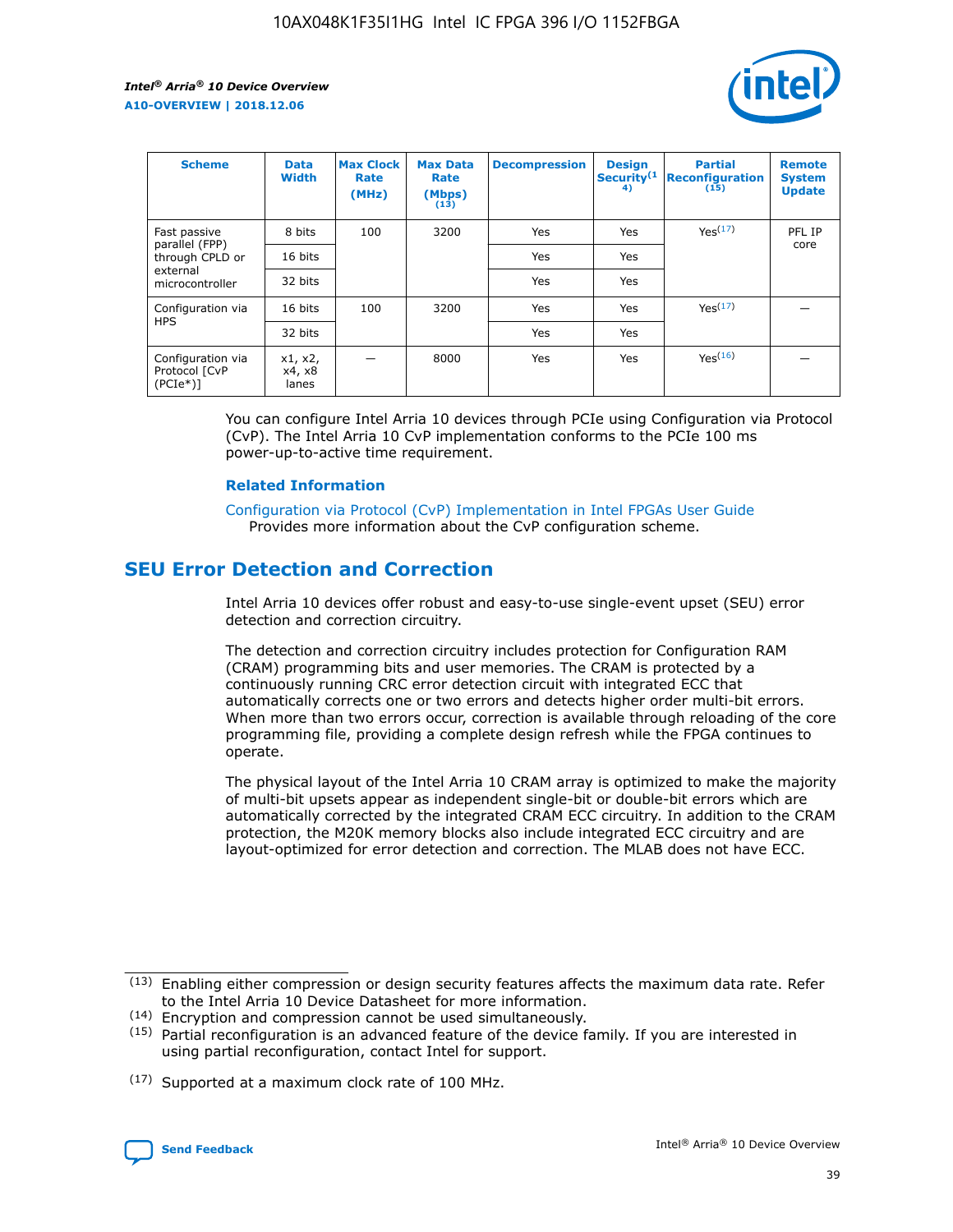| Scheme | Data Width | Max Clock Rate (MHz) | Max Data Rate (Mbps) (13) | Decompression | Design Security(14) | Partial Reconfiguration (15) | Remote System Update |
| --- | --- | --- | --- | --- | --- | --- | --- |
| Fast passive parallel (FPP) through CPLD or external microcontroller | 8 bits | 100 | 3200 | Yes | Yes | Yes(17) | PFL IP core |
| | 16 bits | | | Yes | Yes | | |
| | 32 bits | | | Yes | Yes | | |
| Configuration via HPS | 16 bits | 100 | 3200 | Yes | Yes | Yes(17) | — |
| | 32 bits | | | Yes | Yes | | |
| Configuration via Protocol [CvP (PCIe*)] | x1, x2, x4, x8 lanes | — | 8000 | Yes | Yes | Yes(16) | — |

You can configure Intel Arria 10 devices through PCIe using Configuration via Protocol (CvP). The Intel Arria 10 CvP implementation conforms to the PCIe 100 ms power-up-to-active time requirement.

**Related Information**

Configuration via Protocol (CvP) Implementation in Intel FPGAs User Guide
Provides more information about the CvP configuration scheme.

## SEU Error Detection and Correction

Intel Arria 10 devices offer robust and easy-to-use single-event upset (SEU) error detection and correction circuitry.

The detection and correction circuitry includes protection for Configuration RAM (CRAM) programming bits and user memories. The CRAM is protected by a continuously running CRC error detection circuit with integrated ECC that automatically corrects one or two errors and detects higher order multi-bit errors. When more than two errors occur, correction is available through reloading of the core programming file, providing a complete design refresh while the FPGA continues to operate.

The physical layout of the Intel Arria 10 CRAM array is optimized to make the majority of multi-bit upsets appear as independent single-bit or double-bit errors which are automatically corrected by the integrated CRAM ECC circuitry. In addition to the CRAM protection, the M20K memory blocks also include integrated ECC circuitry and are layout-optimized for error detection and correction. The MLAB does not have ECC.

(13) Enabling either compression or design security features affects the maximum data rate. Refer to the Intel Arria 10 Device Datasheet for more information.

(14) Encryption and compression cannot be used simultaneously.

(15) Partial reconfiguration is an advanced feature of the device family. If you are interested in using partial reconfiguration, contact Intel for support.

(17) Supported at a maximum clock rate of 100 MHz.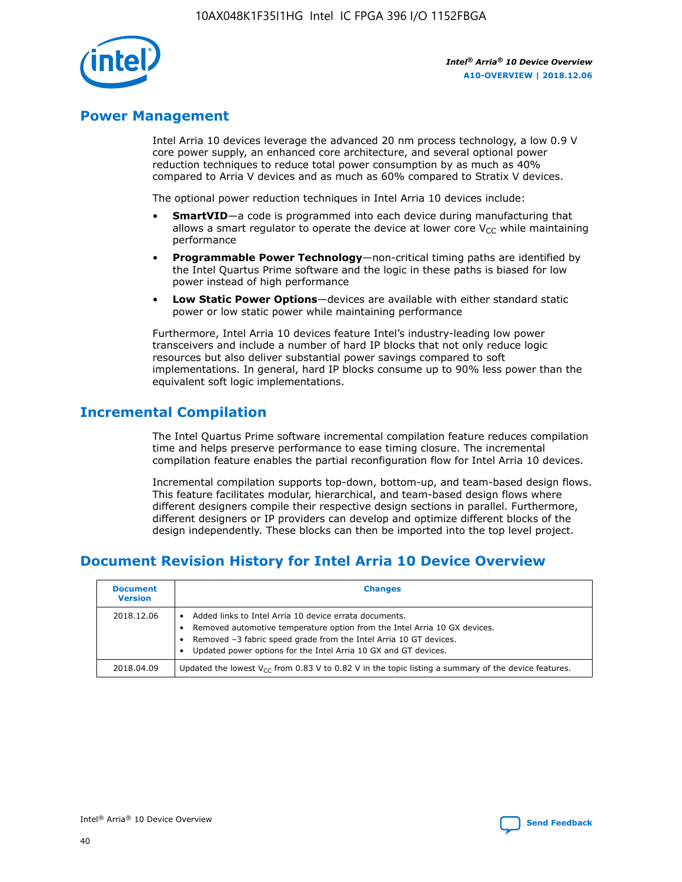## Power Management

Intel Arria 10 devices leverage the advanced 20 nm process technology, a low 0.9 V core power supply, an enhanced core architecture, and several optional power reduction techniques to reduce total power consumption by as much as 40% compared to Arria V devices and as much as 60% compared to Stratix V devices.

The optional power reduction techniques in Intel Arria 10 devices include:

- **SmartVID**—a code is programmed into each device during manufacturing that allows a smart regulator to operate the device at lower core $V_{CC}$ while maintaining performance
- **Programmable Power Technology**—non-critical timing paths are identified by the Intel Quartus Prime software and the logic in these paths is biased for low power instead of high performance
- **Low Static Power Options**—devices are available with either standard static power or low static power while maintaining performance

Furthermore, Intel Arria 10 devices feature Intel's industry-leading low power transceivers and include a number of hard IP blocks that not only reduce logic resources but also deliver substantial power savings compared to soft implementations. In general, hard IP blocks consume up to 90% less power than the equivalent soft logic implementations.

## Incremental Compilation

The Intel Quartus Prime software incremental compilation feature reduces compilation time and helps preserve performance to ease timing closure. The incremental compilation feature enables the partial reconfiguration flow for Intel Arria 10 devices.

Incremental compilation supports top-down, bottom-up, and team-based design flows. This feature facilitates modular, hierarchical, and team-based design flows where different designers compile their respective design sections in parallel. Furthermore, different designers or IP providers can develop and optimize different blocks of the design independently. These blocks can then be imported into the top level project.

## Document Revision History for Intel Arria 10 Device Overview

| Document Version | Changes |
| --- | --- |
| 2018.12.06 | • Added links to Intel Arria 10 device errata documents.<br>• Removed automotive temperature option from the Intel Arria 10 GX devices.<br>• Removed –3 fabric speed grade from the Intel Arria 10 GT devices.<br>• Updated power options for the Intel Arria 10 GX and GT devices. |
| 2018.04.09 | Updated the lowest $V_{CC}$ from 0.83 V to 0.82 V in the topic listing a summary of the device features. |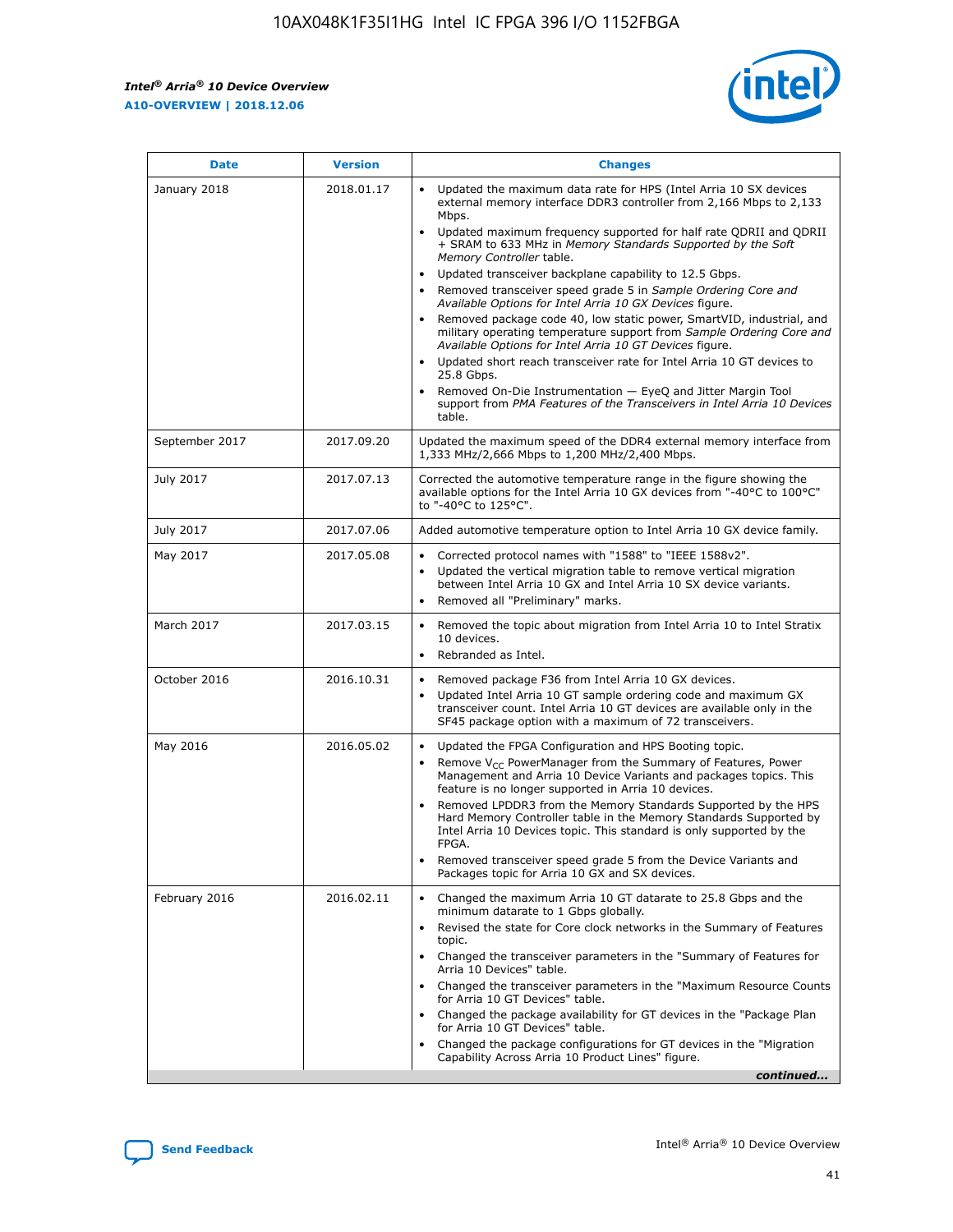| Date | Version | Changes |
|---|---|---|
| January 2018 | 2018.01.17 | • Updated the maximum data rate for HPS (Intel Arria 10 SX devices external memory interface DDR3 controller from 2,166 Mbps to 2,133 Mbps.<br>• Updated maximum frequency supported for half rate QDRII and QDRII + SRAM to 633 MHz in *Memory Standards Supported by the Soft Memory Controller* table.<br>• Updated transceiver backplane capability to 12.5 Gbps.<br>• Removed transceiver speed grade 5 in *Sample Ordering Core and Available Options for Intel Arria 10 GX Devices* figure.<br>• Removed package code 40, low static power, SmartVID, industrial, and military operating temperature support from *Sample Ordering Core and Available Options for Intel Arria 10 GT Devices* figure.<br>• Updated short reach transceiver rate for Intel Arria 10 GT devices to 25.8 Gbps.<br>• Removed On-Die Instrumentation — EyeQ and Jitter Margin Tool support from *PMA Features of the Transceivers in Intel Arria 10 Devices* table. |
| September 2017 | 2017.09.20 | Updated the maximum speed of the DDR4 external memory interface from 1,333 MHz/2,666 Mbps to 1,200 MHz/2,400 Mbps. |
| July 2017 | 2017.07.13 | Corrected the automotive temperature range in the figure showing the available options for the Intel Arria 10 GX devices from "-40°C to 100°C" to "-40°C to 125°C". |
| July 2017 | 2017.07.06 | Added automotive temperature option to Intel Arria 10 GX device family. |
| May 2017 | 2017.05.08 | • Corrected protocol names with "1588" to "IEEE 1588v2".<br>• Updated the vertical migration table to remove vertical migration between Intel Arria 10 GX and Intel Arria 10 SX device variants.<br>• Removed all "Preliminary" marks. |
| March 2017 | 2017.03.15 | • Removed the topic about migration from Intel Arria 10 to Intel Stratix 10 devices.<br>• Rebranded as Intel. |
| October 2016 | 2016.10.31 | • Removed package F36 from Intel Arria 10 GX devices.<br>• Updated Intel Arria 10 GT sample ordering code and maximum GX transceiver count. Intel Arria 10 GT devices are available only in the SF45 package option with a maximum of 72 transceivers. |
| May 2016 | 2016.05.02 | • Updated the FPGA Configuration and HPS Booting topic.<br>• Remove $V_{CC}$ PowerManager from the Summary of Features, Power Management and Arria 10 Device Variants and packages topics. This feature is no longer supported in Arria 10 devices.<br>• Removed LPDDR3 from the Memory Standards Supported by the HPS Hard Memory Controller table in the Memory Standards Supported by Intel Arria 10 Devices topic. This standard is only supported by the FPGA.<br>• Removed transceiver speed grade 5 from the Device Variants and Packages topic for Arria 10 GX and SX devices. |
| February 2016 | 2016.02.11 | • Changed the maximum Arria 10 GT datarate to 25.8 Gbps and the minimum datarate to 1 Gbps globally.<br>• Revised the state for Core clock networks in the Summary of Features topic.<br>• Changed the transceiver parameters in the "Summary of Features for Arria 10 Devices" table.<br>• Changed the transceiver parameters in the "Maximum Resource Counts for Arria 10 GT Devices" table.<br>• Changed the package availability for GT devices in the "Package Plan for Arria 10 GT Devices" table.<br>• Changed the package configurations for GT devices in the "Migration Capability Across Arria 10 Product Lines" figure. |

*continued...*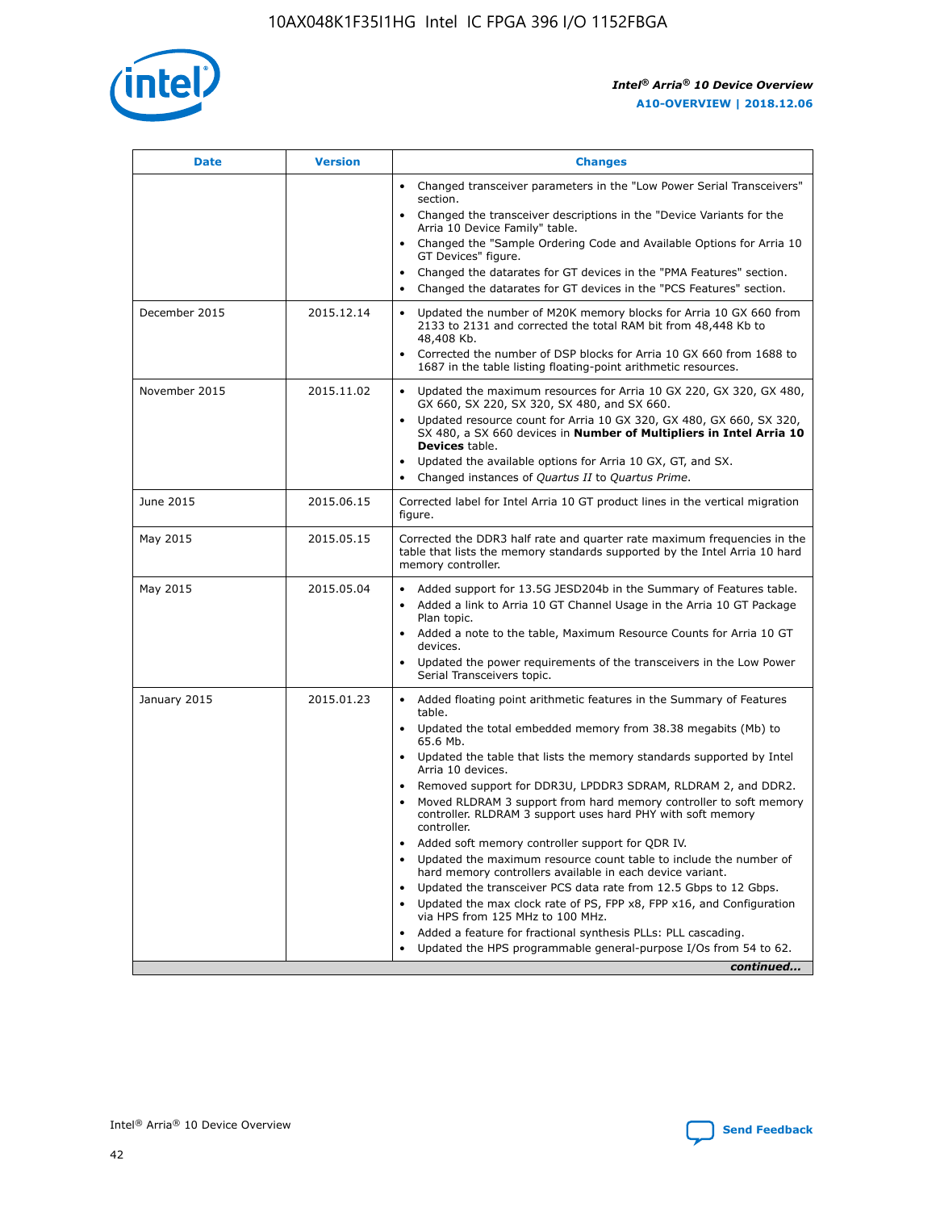| Date | Version | Changes |
| --- | --- | --- |
| | | • Changed transceiver parameters in the "Low Power Serial Transceivers" section.<br>• Changed the transceiver descriptions in the "Device Variants for the Arria 10 Device Family" table.<br>• Changed the "Sample Ordering Code and Available Options for Arria 10 GT Devices" figure.<br>• Changed the datarates for GT devices in the "PMA Features" section.<br>• Changed the datarates for GT devices in the "PCS Features" section. |
| December 2015 | 2015.12.14 | • Updated the number of M20K memory blocks for Arria 10 GX 660 from 2133 to 2131 and corrected the total RAM bit from 48,448 Kb to 48,408 Kb.<br>• Corrected the number of DSP blocks for Arria 10 GX 660 from 1688 to 1687 in the table listing floating-point arithmetic resources. |
| November 2015 | 2015.11.02 | • Updated the maximum resources for Arria 10 GX 220, GX 320, GX 480, GX 660, SX 220, SX 320, SX 480, and SX 660.<br>• Updated resource count for Arria 10 GX 320, GX 480, GX 660, SX 320, SX 480, a SX 660 devices in **Number of Multipliers in Intel Arria 10 Devices** table.<br>• Updated the available options for Arria 10 GX, GT, and SX.<br>• Changed instances of *Quartus II* to *Quartus Prime*. |
| June 2015 | 2015.06.15 | Corrected label for Intel Arria 10 GT product lines in the vertical migration figure. |
| May 2015 | 2015.05.15 | Corrected the DDR3 half rate and quarter rate maximum frequencies in the table that lists the memory standards supported by the Intel Arria 10 hard memory controller. |
| May 2015 | 2015.05.04 | • Added support for 13.5G JESD204b in the Summary of Features table.<br>• Added a link to Arria 10 GT Channel Usage in the Arria 10 GT Package Plan topic.<br>• Added a note to the table, Maximum Resource Counts for Arria 10 GT devices.<br>• Updated the power requirements of the transceivers in the Low Power Serial Transceivers topic. |
| January 2015 | 2015.01.23 | • Added floating point arithmetic features in the Summary of Features table.<br>• Updated the total embedded memory from 38.38 megabits (Mb) to 65.6 Mb.<br>• Updated the table that lists the memory standards supported by Intel Arria 10 devices.<br>• Removed support for DDR3U, LPDDR3 SDRAM, RLDRAM 2, and DDR2.<br>• Moved RLDRAM 3 support from hard memory controller to soft memory controller. RLDRAM 3 support uses hard PHY with soft memory controller.<br>• Added soft memory controller support for QDR IV.<br>• Updated the maximum resource count table to include the number of hard memory controllers available in each device variant.<br>• Updated the transceiver PCS data rate from 12.5 Gbps to 12 Gbps.<br>• Updated the max clock rate of PS, FPP x8, FPP x16, and Configuration via HPS from 125 MHz to 100 MHz.<br>• Added a feature for fractional synthesis PLLs: PLL cascading.<br>• Updated the HPS programmable general-purpose I/Os from 54 to 62. |

*continued...*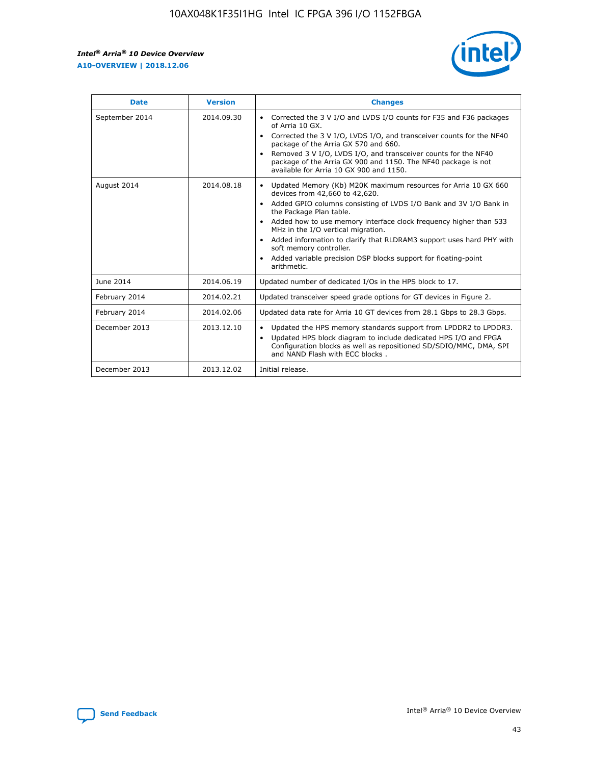| Date | Version | Changes |
| --- | --- | --- |
| September 2014 | 2014.09.30 | • Corrected the 3 V I/O and LVDS I/O counts for F35 and F36 packages of Arria 10 GX.<br>• Corrected the 3 V I/O, LVDS I/O, and transceiver counts for the NF40 package of the Arria GX 570 and 660.<br>• Removed 3 V I/O, LVDS I/O, and transceiver counts for the NF40 package of the Arria GX 900 and 1150. The NF40 package is not available for Arria 10 GX 900 and 1150. |
| August 2014 | 2014.08.18 | • Updated Memory (Kb) M20K maximum resources for Arria 10 GX 660 devices from 42,660 to 42,620.<br>• Added GPIO columns consisting of LVDS I/O Bank and 3V I/O Bank in the Package Plan table.<br>• Added how to use memory interface clock frequency higher than 533 MHz in the I/O vertical migration.<br>• Added information to clarify that RLDRAM3 support uses hard PHY with soft memory controller.<br>• Added variable precision DSP blocks support for floating-point arithmetic. |
| June 2014 | 2014.06.19 | Updated number of dedicated I/Os in the HPS block to 17. |
| February 2014 | 2014.02.21 | Updated transceiver speed grade options for GT devices in Figure 2. |
| February 2014 | 2014.02.06 | Updated data rate for Arria 10 GT devices from 28.1 Gbps to 28.3 Gbps. |
| December 2013 | 2013.12.10 | • Updated the HPS memory standards support from LPDDR2 to LPDDR3.<br>• Updated HPS block diagram to include dedicated HPS I/O and FPGA Configuration blocks as well as repositioned SD/SDIO/MMC, DMA, SPI and NAND Flash with ECC blocks . |
| December 2013 | 2013.12.02 | Initial release. |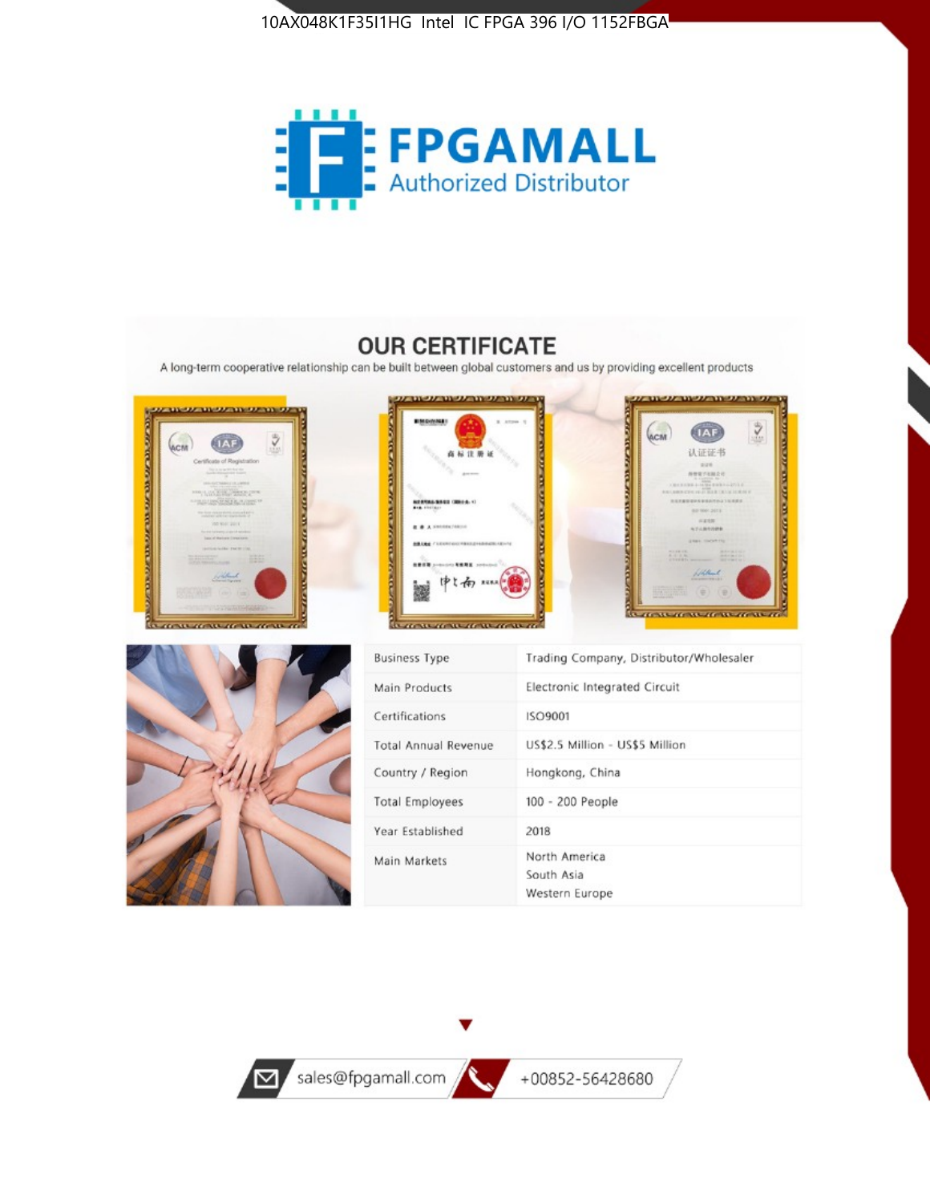FPGAMALL
Authorized Distributor

# OUR CERTIFICATE

A long-term cooperative relationship can be built between global customers and us by providing excellent products

| | |
|---|---|
| Business Type | Trading Company, Distributor/Wholesaler |
| Main Products | Electronic Integrated Circuit |
| Certifications | ISO9001 |
| Total Annual Revenue | US$2.5 Million - US$5 Million |
| Country / Region | Hongkong, China |
| Total Employees | 100 - 200 People |
| Year Established | 2018 |
| Main Markets | North America<br>South Asia<br>Western Europe |

sales@fpgamall.com +00852-56428680